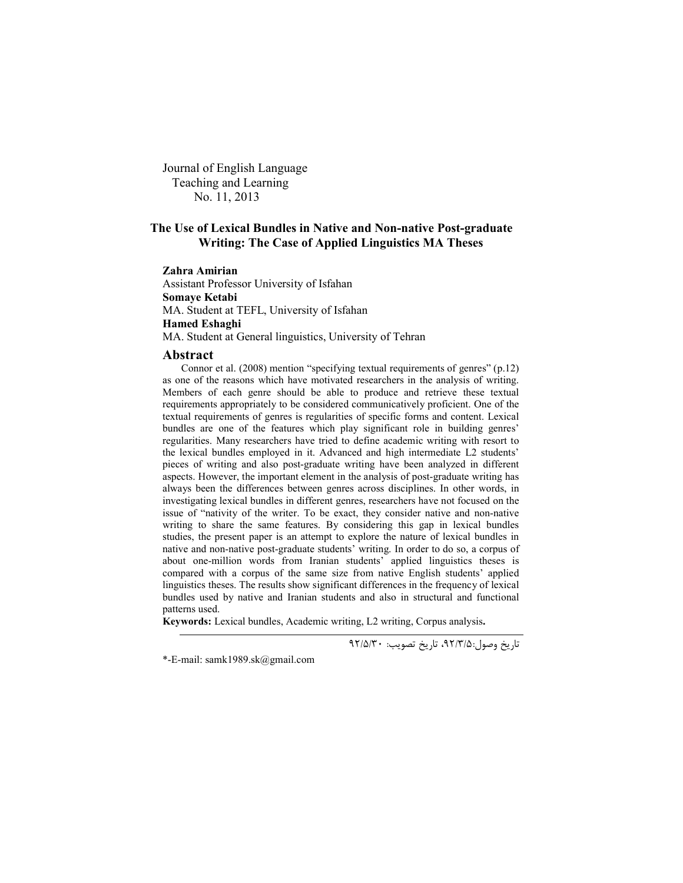Journal of English Language Teaching and Learning
No. 11, 2013

# The Use of Lexical Bundles in Native and Non-native Post-graduate Writing: The Case of Applied Linguistics MA Theses

**Zahra Amirian**
Assistant Professor University of Isfahan
**Somaye Ketabi**
MA. Student at TEFL, University of Isfahan
**Hamed Eshaghi**
MA. Student at General linguistics, University of Tehran

## Abstract

Connor et al. (2008) mention "specifying textual requirements of genres" (p.12) as one of the reasons which have motivated researchers in the analysis of writing. Members of each genre should be able to produce and retrieve these textual requirements appropriately to be considered communicatively proficient. One of the textual requirements of genres is regularities of specific forms and content. Lexical bundles are one of the features which play significant role in building genres' regularities. Many researchers have tried to define academic writing with resort to the lexical bundles employed in it. Advanced and high intermediate L2 students' pieces of writing and also post-graduate writing have been analyzed in different aspects. However, the important element in the analysis of post-graduate writing has always been the differences between genres across disciplines. In other words, in investigating lexical bundles in different genres, researchers have not focused on the issue of "nativity of the writer. To be exact, they consider native and non-native writing to share the same features. By considering this gap in lexical bundles studies, the present paper is an attempt to explore the nature of lexical bundles in native and non-native post-graduate students' writing. In order to do so, a corpus of about one-million words from Iranian students' applied linguistics theses is compared with a corpus of the same size from native English students' applied linguistics theses. The results show significant differences in the frequency of lexical bundles used by native and Iranian students and also in structural and functional patterns used.

**Keywords:** Lexical bundles, Academic writing, L2 writing, Corpus analysis**.**

---

تاریخ وصول:۹۲/۳/۵، تاریخ تصویب: ۹۲/۵/۳۰

*-E-mail: samk1989.sk@gmail.com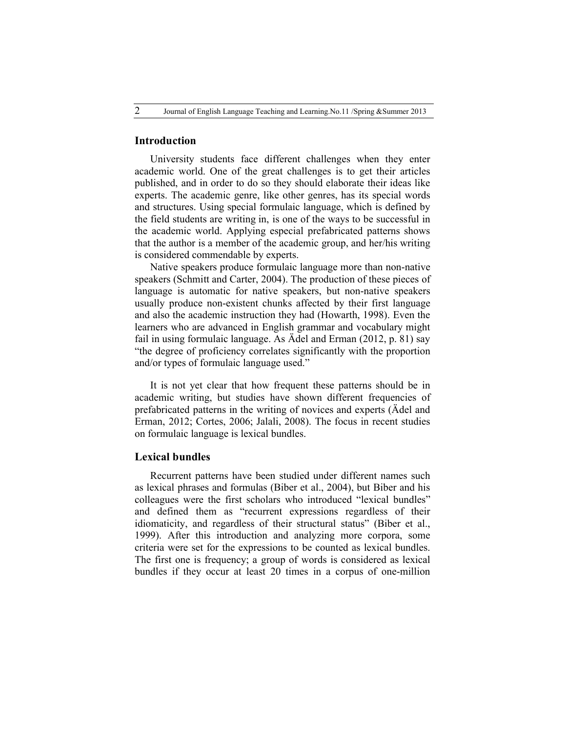## Introduction

University students face different challenges when they enter academic world. One of the great challenges is to get their articles published, and in order to do so they should elaborate their ideas like experts. The academic genre, like other genres, has its special words and structures. Using special formulaic language, which is defined by the field students are writing in, is one of the ways to be successful in the academic world. Applying especial prefabricated patterns shows that the author is a member of the academic group, and her/his writing is considered commendable by experts.

Native speakers produce formulaic language more than non-native speakers (Schmitt and Carter, 2004). The production of these pieces of language is automatic for native speakers, but non-native speakers usually produce non-existent chunks affected by their first language and also the academic instruction they had (Howarth, 1998). Even the learners who are advanced in English grammar and vocabulary might fail in using formulaic language. As Ädel and Erman (2012, p. 81) say "the degree of proficiency correlates significantly with the proportion and/or types of formulaic language used."

It is not yet clear that how frequent these patterns should be in academic writing, but studies have shown different frequencies of prefabricated patterns in the writing of novices and experts (Ädel and Erman, 2012; Cortes, 2006; Jalali, 2008). The focus in recent studies on formulaic language is lexical bundles.

## Lexical bundles

Recurrent patterns have been studied under different names such as lexical phrases and formulas (Biber et al., 2004), but Biber and his colleagues were the first scholars who introduced "lexical bundles" and defined them as "recurrent expressions regardless of their idiomaticity, and regardless of their structural status" (Biber et al., 1999). After this introduction and analyzing more corpora, some criteria were set for the expressions to be counted as lexical bundles. The first one is frequency; a group of words is considered as lexical bundles if they occur at least 20 times in a corpus of one-million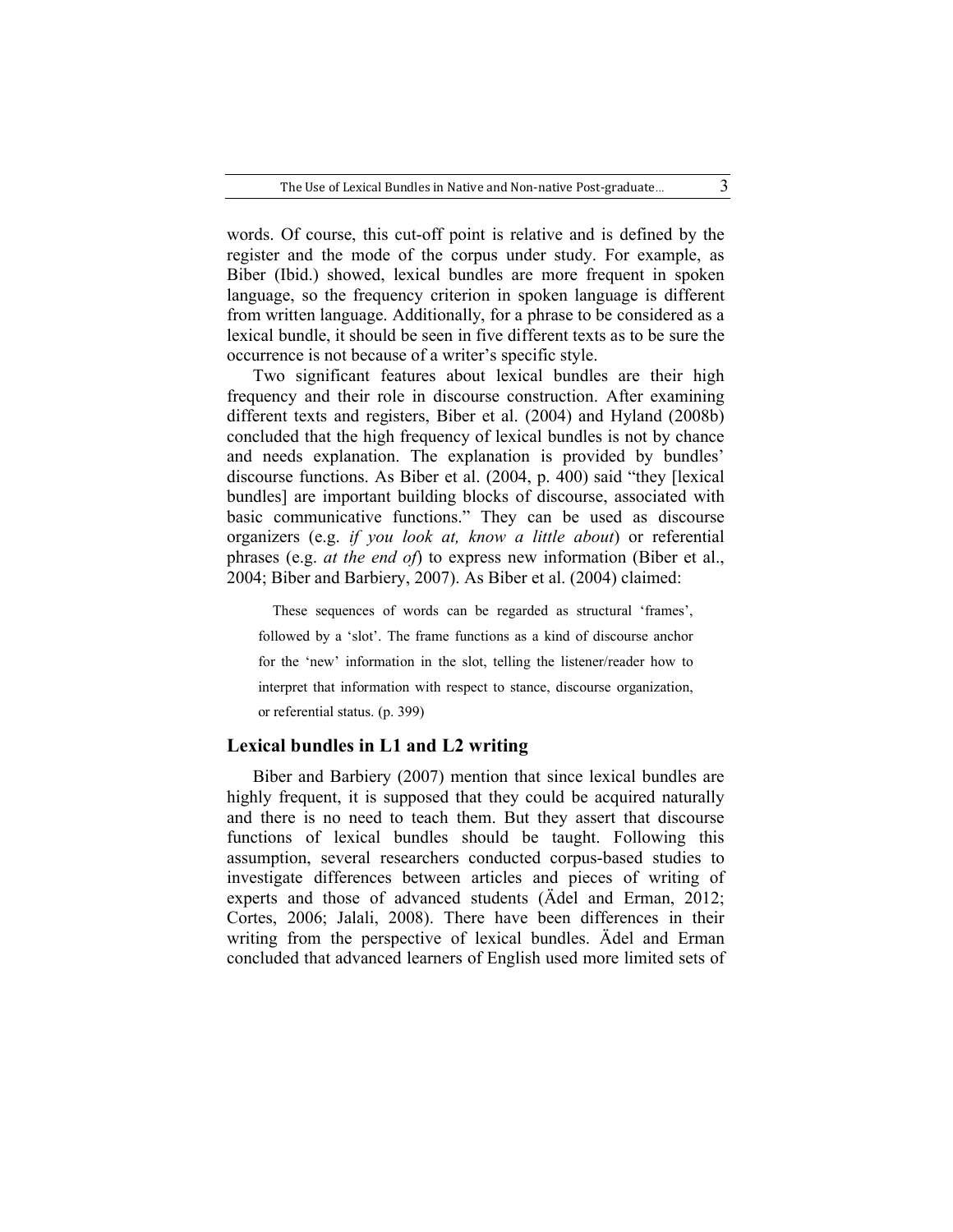words. Of course, this cut-off point is relative and is defined by the register and the mode of the corpus under study. For example, as Biber (Ibid.) showed, lexical bundles are more frequent in spoken language, so the frequency criterion in spoken language is different from written language. Additionally, for a phrase to be considered as a lexical bundle, it should be seen in five different texts as to be sure the occurrence is not because of a writer's specific style.

Two significant features about lexical bundles are their high frequency and their role in discourse construction. After examining different texts and registers, Biber et al. (2004) and Hyland (2008b) concluded that the high frequency of lexical bundles is not by chance and needs explanation. The explanation is provided by bundles' discourse functions. As Biber et al. (2004, p. 400) said "they [lexical bundles] are important building blocks of discourse, associated with basic communicative functions." They can be used as discourse organizers (e.g. *if you look at, know a little about*) or referential phrases (e.g. *at the end of*) to express new information (Biber et al., 2004; Biber and Barbiery, 2007). As Biber et al. (2004) claimed:

> These sequences of words can be regarded as structural 'frames', followed by a 'slot'. The frame functions as a kind of discourse anchor for the 'new' information in the slot, telling the listener/reader how to interpret that information with respect to stance, discourse organization, or referential status. (p. 399)

## Lexical bundles in L1 and L2 writing

Biber and Barbiery (2007) mention that since lexical bundles are highly frequent, it is supposed that they could be acquired naturally and there is no need to teach them. But they assert that discourse functions of lexical bundles should be taught. Following this assumption, several researchers conducted corpus-based studies to investigate differences between articles and pieces of writing of experts and those of advanced students (Ädel and Erman, 2012; Cortes, 2006; Jalali, 2008). There have been differences in their writing from the perspective of lexical bundles. Ädel and Erman concluded that advanced learners of English used more limited sets of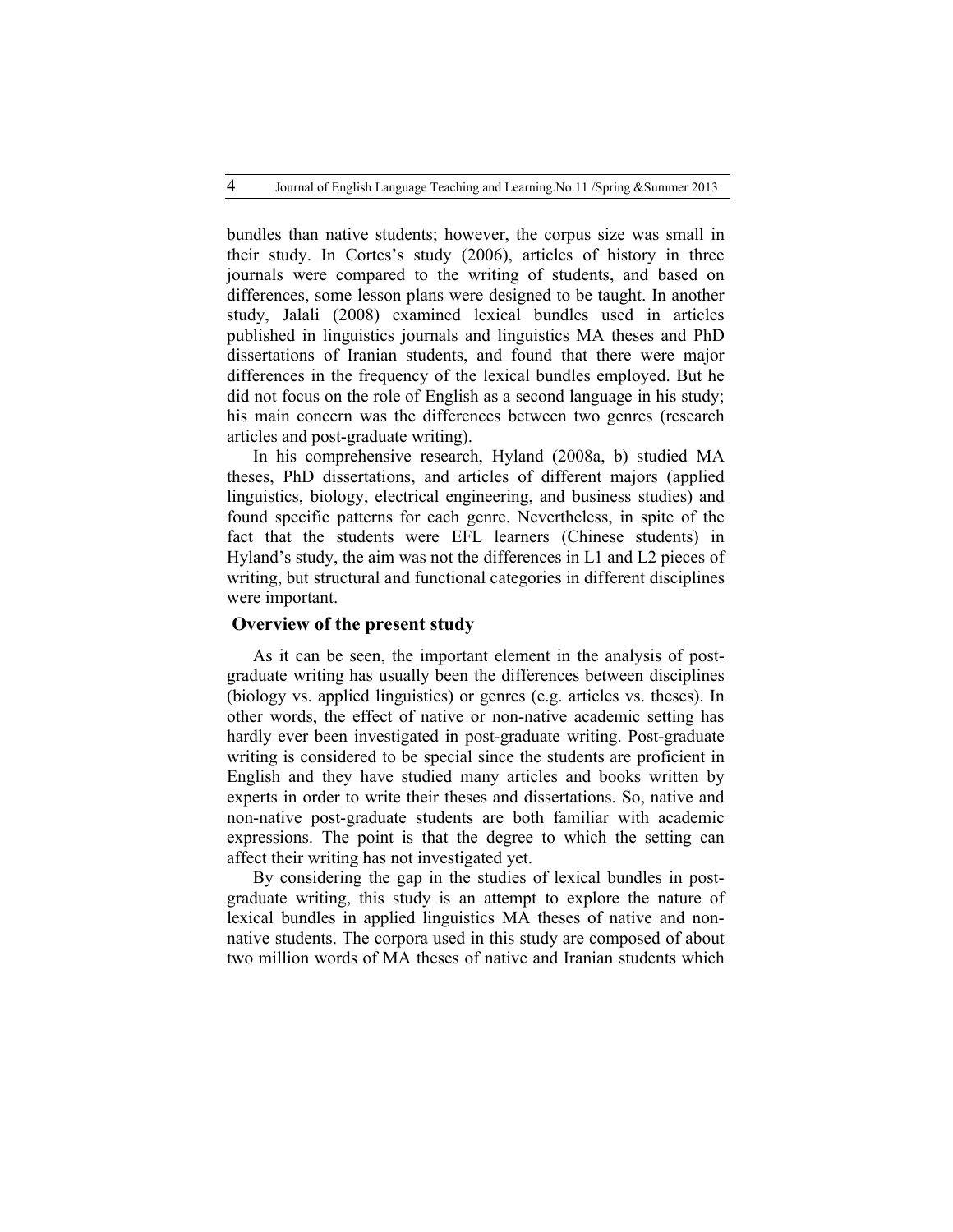bundles than native students; however, the corpus size was small in their study. In Cortes's study (2006), articles of history in three journals were compared to the writing of students, and based on differences, some lesson plans were designed to be taught. In another study, Jalali (2008) examined lexical bundles used in articles published in linguistics journals and linguistics MA theses and PhD dissertations of Iranian students, and found that there were major differences in the frequency of the lexical bundles employed. But he did not focus on the role of English as a second language in his study; his main concern was the differences between two genres (research articles and post-graduate writing).

In his comprehensive research, Hyland (2008a, b) studied MA theses, PhD dissertations, and articles of different majors (applied linguistics, biology, electrical engineering, and business studies) and found specific patterns for each genre. Nevertheless, in spite of the fact that the students were EFL learners (Chinese students) in Hyland's study, the aim was not the differences in L1 and L2 pieces of writing, but structural and functional categories in different disciplines were important.

## Overview of the present study

As it can be seen, the important element in the analysis of post-graduate writing has usually been the differences between disciplines (biology vs. applied linguistics) or genres (e.g. articles vs. theses). In other words, the effect of native or non-native academic setting has hardly ever been investigated in post-graduate writing. Post-graduate writing is considered to be special since the students are proficient in English and they have studied many articles and books written by experts in order to write their theses and dissertations. So, native and non-native post-graduate students are both familiar with academic expressions. The point is that the degree to which the setting can affect their writing has not investigated yet.

By considering the gap in the studies of lexical bundles in post-graduate writing, this study is an attempt to explore the nature of lexical bundles in applied linguistics MA theses of native and non-native students. The corpora used in this study are composed of about two million words of MA theses of native and Iranian students which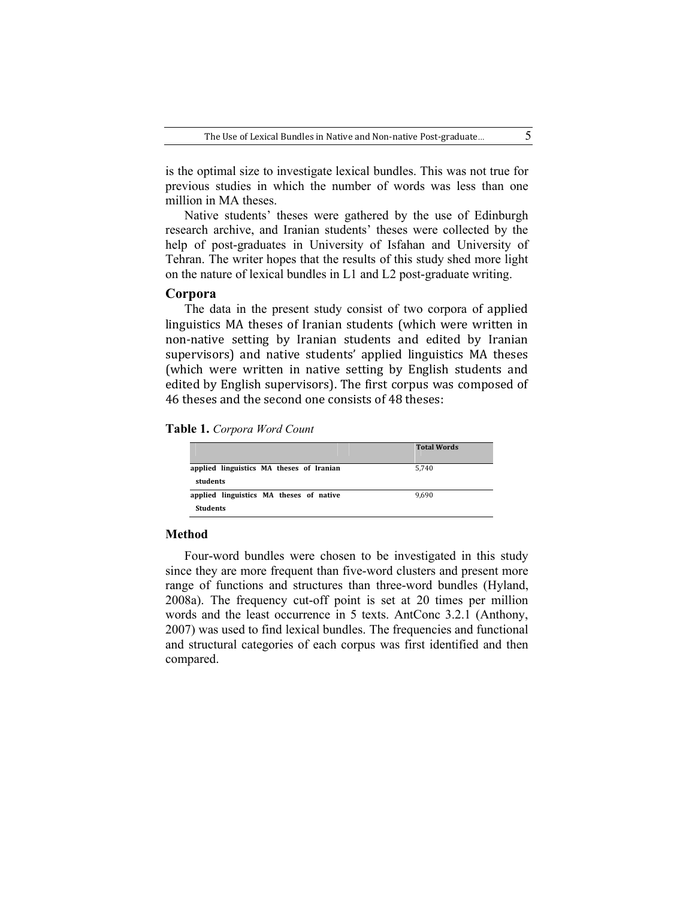is the optimal size to investigate lexical bundles. This was not true for previous studies in which the number of words was less than one million in MA theses.

Native students' theses were gathered by the use of Edinburgh research archive, and Iranian students' theses were collected by the help of post-graduates in University of Isfahan and University of Tehran. The writer hopes that the results of this study shed more light on the nature of lexical bundles in L1 and L2 post-graduate writing.

## Corpora

The data in the present study consist of two corpora of applied linguistics MA theses of Iranian students (which were written in non-native setting by Iranian students and edited by Iranian supervisors) and native students' applied linguistics MA theses (which were written in native setting by English students and edited by English supervisors). The first corpus was composed of 46 theses and the second one consists of 48 theses:

**Table 1.** *Corpora Word Count*

| | **Total Words** |
|---|---|
| **applied linguistics MA theses of Iranian students** | 5,740 |
| **applied linguistics MA theses of native Students** | 9,690 |

## Method

Four-word bundles were chosen to be investigated in this study since they are more frequent than five-word clusters and present more range of functions and structures than three-word bundles (Hyland, 2008a). The frequency cut-off point is set at 20 times per million words and the least occurrence in 5 texts. AntConc 3.2.1 (Anthony, 2007) was used to find lexical bundles. The frequencies and functional and structural categories of each corpus was first identified and then compared.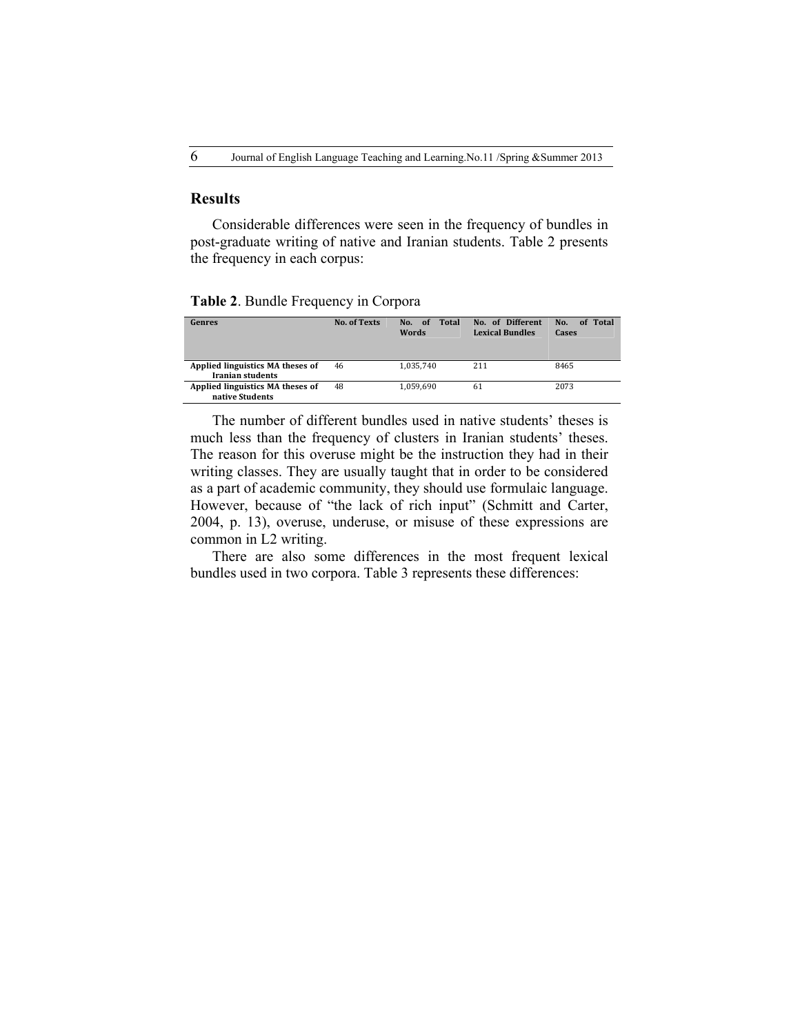## Results

Considerable differences were seen in the frequency of bundles in post-graduate writing of native and Iranian students. Table 2 presents the frequency in each corpus:

**Table 2**. Bundle Frequency in Corpora

| Genres | No. of Texts | No. of Total Words | No. of Different Lexical Bundles | No. of Total Cases |
|---|---|---|---|---|
| Applied linguistics MA theses of Iranian students | 46 | 1,035,740 | 211 | 8465 |
| Applied linguistics MA theses of native Students | 48 | 1,059,690 | 61 | 2073 |

The number of different bundles used in native students' theses is much less than the frequency of clusters in Iranian students' theses. The reason for this overuse might be the instruction they had in their writing classes. They are usually taught that in order to be considered as a part of academic community, they should use formulaic language. However, because of "the lack of rich input" (Schmitt and Carter, 2004, p. 13), overuse, underuse, or misuse of these expressions are common in L2 writing.

There are also some differences in the most frequent lexical bundles used in two corpora. Table 3 represents these differences: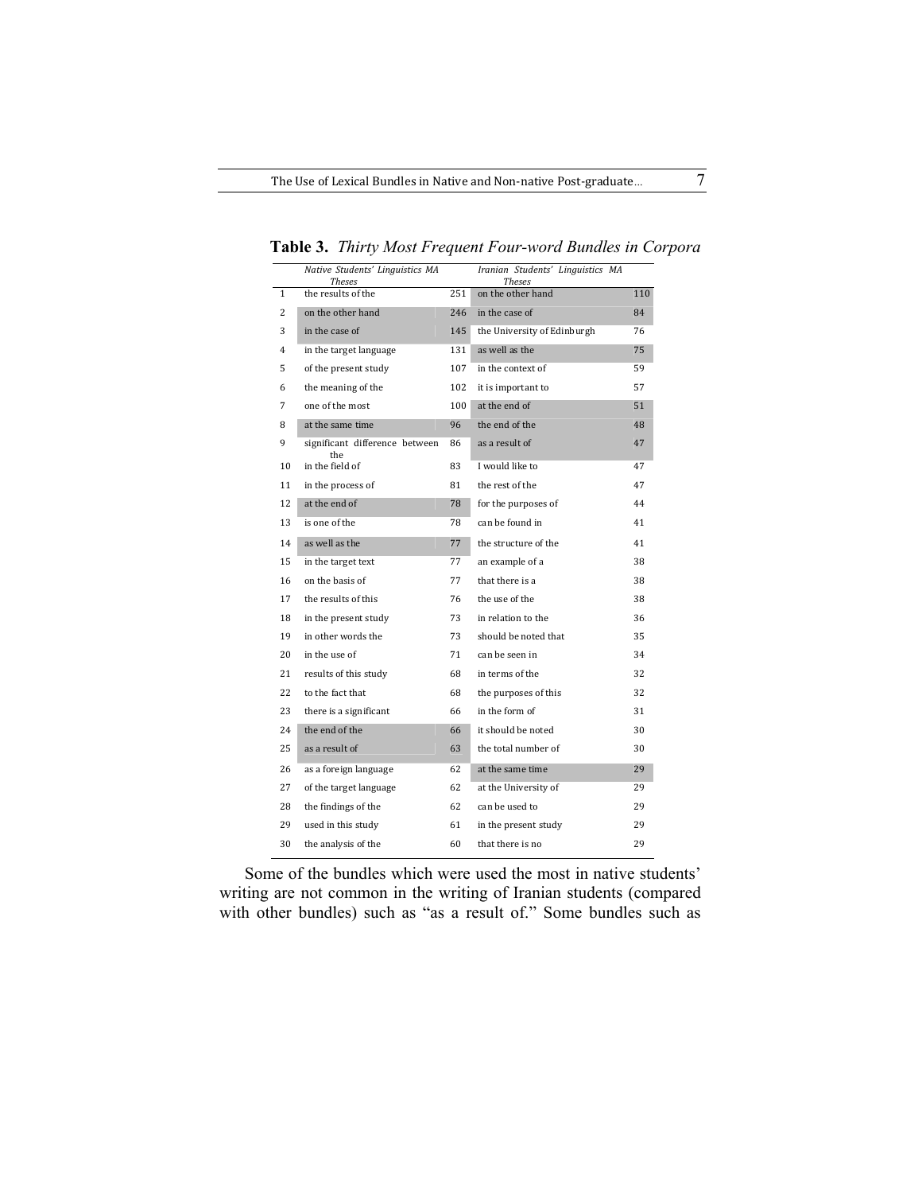**Table 3.** *Thirty Most Frequent Four-word Bundles in Corpora*

| | *Native Students' Linguistics MA Theses* | | *Iranian Students' Linguistics MA Theses* | |
|---|---|---|---|---|
| 1 | the results of the | 251 | on the other hand | 110 |
| 2 | on the other hand | 246 | in the case of | 84 |
| 3 | in the case of | 145 | the University of Edinburgh | 76 |
| 4 | in the target language | 131 | as well as the | 75 |
| 5 | of the present study | 107 | in the context of | 59 |
| 6 | the meaning of the | 102 | it is important to | 57 |
| 7 | one of the most | 100 | at the end of | 51 |
| 8 | at the same time | 96 | the end of the | 48 |
| 9 | significant difference between the | 86 | as a result of | 47 |
| 10 | in the field of | 83 | I would like to | 47 |
| 11 | in the process of | 81 | the rest of the | 47 |
| 12 | at the end of | 78 | for the purposes of | 44 |
| 13 | is one of the | 78 | can be found in | 41 |
| 14 | as well as the | 77 | the structure of the | 41 |
| 15 | in the target text | 77 | an example of a | 38 |
| 16 | on the basis of | 77 | that there is a | 38 |
| 17 | the results of this | 76 | the use of the | 38 |
| 18 | in the present study | 73 | in relation to the | 36 |
| 19 | in other words the | 73 | should be noted that | 35 |
| 20 | in the use of | 71 | can be seen in | 34 |
| 21 | results of this study | 68 | in terms of the | 32 |
| 22 | to the fact that | 68 | the purposes of this | 32 |
| 23 | there is a significant | 66 | in the form of | 31 |
| 24 | the end of the | 66 | it should be noted | 30 |
| 25 | as a result of | 63 | the total number of | 30 |
| 26 | as a foreign language | 62 | at the same time | 29 |
| 27 | of the target language | 62 | at the University of | 29 |
| 28 | the findings of the | 62 | can be used to | 29 |
| 29 | used in this study | 61 | in the present study | 29 |
| 30 | the analysis of the | 60 | that there is no | 29 |

Some of the bundles which were used the most in native students' writing are not common in the writing of Iranian students (compared with other bundles) such as "as a result of." Some bundles such as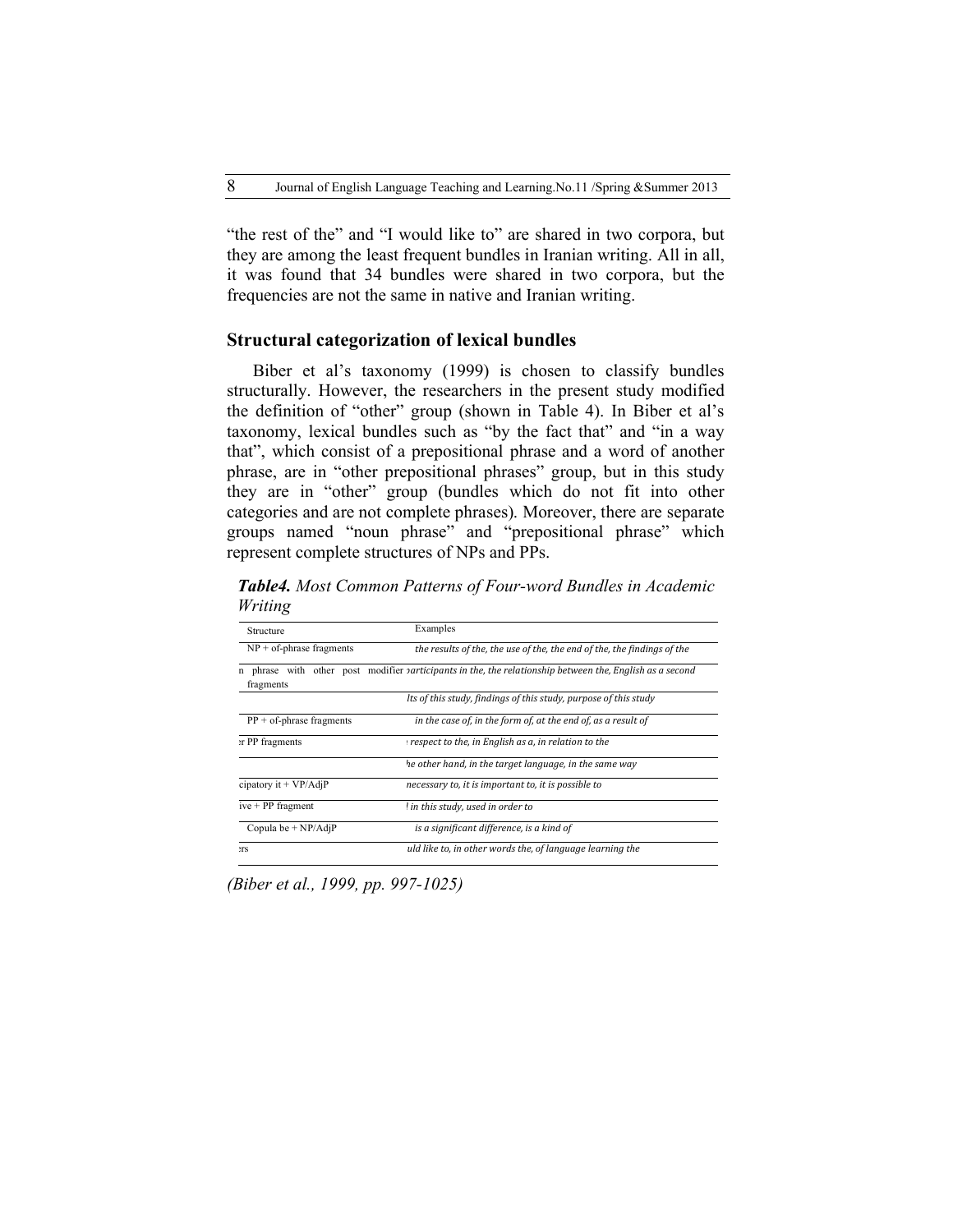"the rest of the" and "I would like to" are shared in two corpora, but they are among the least frequent bundles in Iranian writing. All in all, it was found that 34 bundles were shared in two corpora, but the frequencies are not the same in native and Iranian writing.

## Structural categorization of lexical bundles

Biber et al's taxonomy (1999) is chosen to classify bundles structurally. However, the researchers in the present study modified the definition of "other" group (shown in Table 4). In Biber et al's taxonomy, lexical bundles such as "by the fact that" and "in a way that", which consist of a prepositional phrase and a word of another phrase, are in "other prepositional phrases" group, but in this study they are in "other" group (bundles which do not fit into other categories and are not complete phrases). Moreover, there are separate groups named "noun phrase" and "prepositional phrase" which represent complete structures of NPs and PPs.

***Table4.*** *Most Common Patterns of Four-word Bundles in Academic Writing*

| Structure | Examples |
|---|---|
| NP + of-phrase fragments | *the results of the, the use of the, the end of the, the findings of the* |
| n phrase with other post modifier fragments | *articipants in the, the relationship between the, English as a second* |
| | *lts of this study, findings of this study, purpose of this study* |
| PP + of-phrase fragments | *in the case of, in the form of, at the end of, as a result of* |
| r PP fragments | *respect to the, in English as a, in relation to the* |
| | *he other hand, in the target language, in the same way* |
| cipatory it + VP/AdjP | *necessary to, it is important to, it is possible to* |
| ive + PP fragment | *in this study, used in order to* |
| Copula be + NP/AdjP | *is a significant difference, is a kind of* |
| rs | *uld like to, in other words the, of language learning the* |

*(Biber et al., 1999, pp. 997-1025)*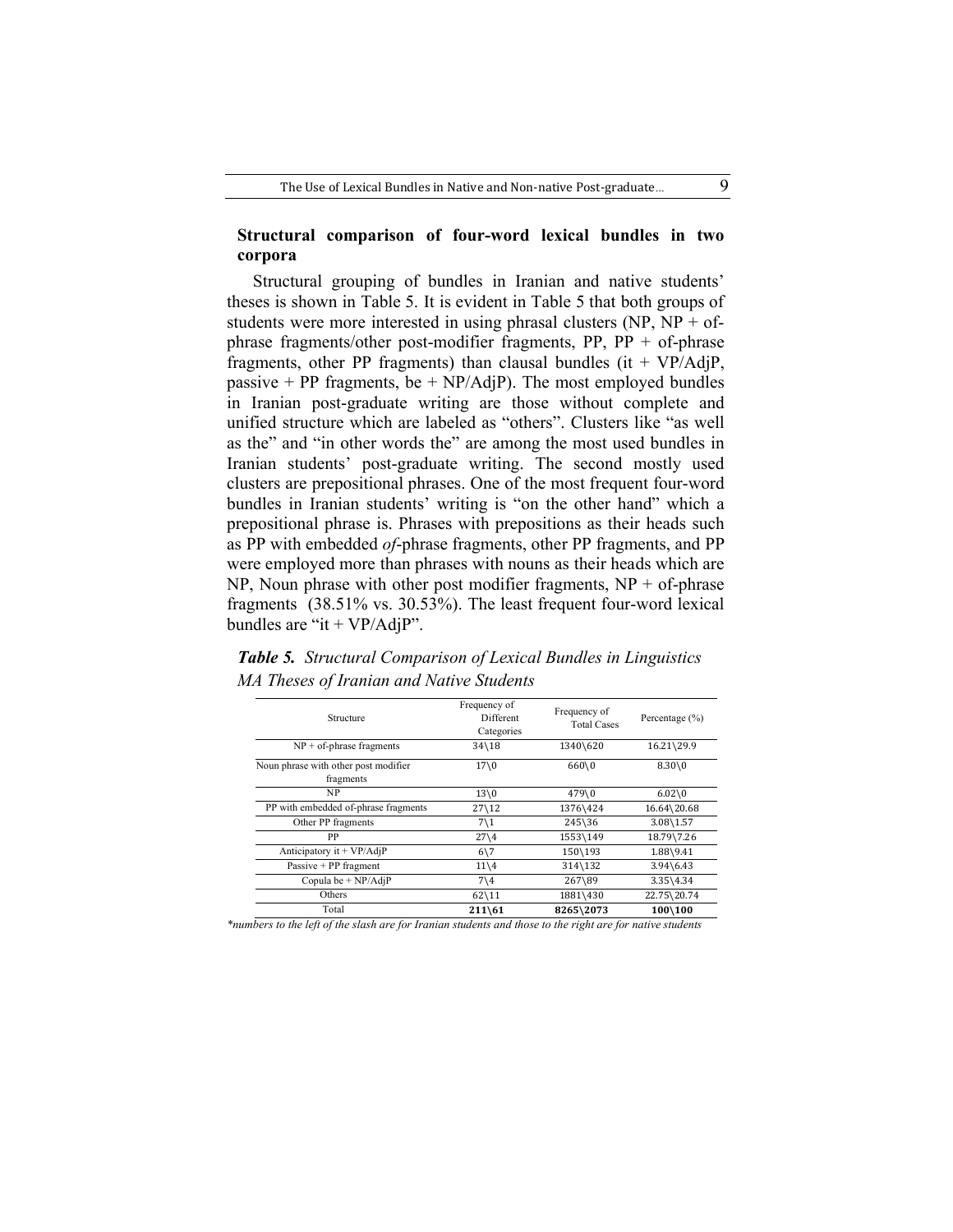**Structural comparison of four-word lexical bundles in two corpora**

Structural grouping of bundles in Iranian and native students' theses is shown in Table 5. It is evident in Table 5 that both groups of students were more interested in using phrasal clusters (NP, NP + of-phrase fragments/other post-modifier fragments, PP, PP + of-phrase fragments, other PP fragments) than clausal bundles (it + VP/AdjP, passive + PP fragments, be + NP/AdjP). The most employed bundles in Iranian post-graduate writing are those without complete and unified structure which are labeled as "others". Clusters like "as well as the" and "in other words the" are among the most used bundles in Iranian students' post-graduate writing. The second mostly used clusters are prepositional phrases. One of the most frequent four-word bundles in Iranian students' writing is "on the other hand" which a prepositional phrase is. Phrases with prepositions as their heads such as PP with embedded *of*-phrase fragments, other PP fragments, and PP were employed more than phrases with nouns as their heads which are NP, Noun phrase with other post modifier fragments, NP + of-phrase fragments (38.51% vs. 30.53%). The least frequent four-word lexical bundles are "it + VP/AdjP".

***Table 5.*** *Structural Comparison of Lexical Bundles in Linguistics MA Theses of Iranian and Native Students*

| Structure | Frequency of Different Categories | Frequency of Total Cases | Percentage (%) |
|---|---|---|---|
| NP + of-phrase fragments | 34\18 | 1340\620 | 16.21\29.9 |
| Noun phrase with other post modifier fragments | 17\0 | 660\0 | 8.30\0 |
| NP | 13\0 | 479\0 | 6.02\0 |
| PP with embedded of-phrase fragments | 27\12 | 1376\424 | 16.64\20.68 |
| Other PP fragments | 7\1 | 245\36 | 3.08\1.57 |
| PP | 27\4 | 1553\149 | 18.79\7.26 |
| Anticipatory it + VP/AdjP | 6\7 | 150\193 | 1.88\9.41 |
| Passive + PP fragment | 11\4 | 314\132 | 3.94\6.43 |
| Copula be + NP/AdjP | 7\4 | 267\89 | 3.35\4.34 |
| Others | 62\11 | 1881\430 | 22.75\20.74 |
| Total | **211\61** | **8265\2073** | **100\100** |

*\*numbers to the left of the slash are for Iranian students and those to the right are for native students*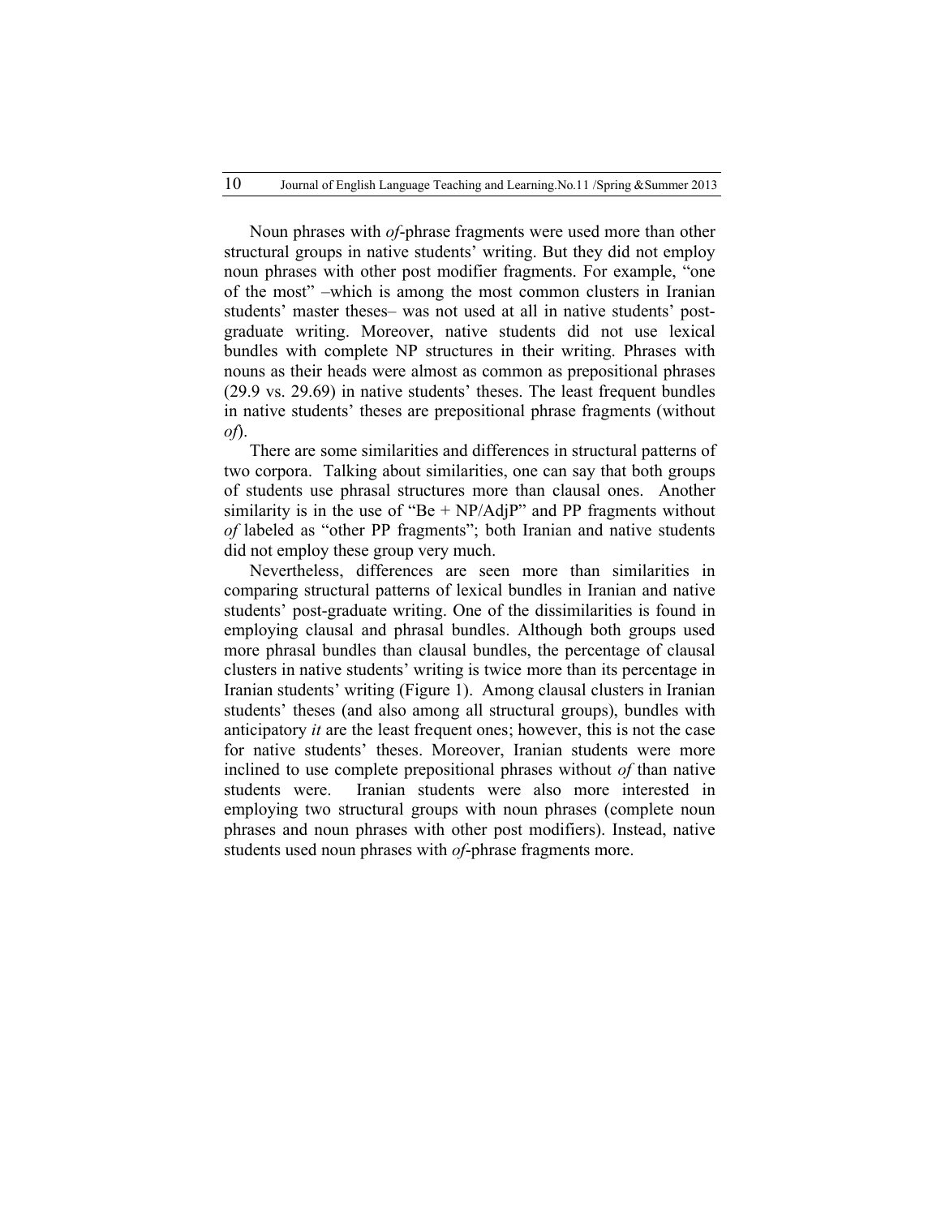Noun phrases with *of*-phrase fragments were used more than other structural groups in native students' writing. But they did not employ noun phrases with other post modifier fragments. For example, "one of the most" –which is among the most common clusters in Iranian students' master theses– was not used at all in native students' post-graduate writing. Moreover, native students did not use lexical bundles with complete NP structures in their writing. Phrases with nouns as their heads were almost as common as prepositional phrases (29.9 vs. 29.69) in native students' theses. The least frequent bundles in native students' theses are prepositional phrase fragments (without *of*).

There are some similarities and differences in structural patterns of two corpora. Talking about similarities, one can say that both groups of students use phrasal structures more than clausal ones. Another similarity is in the use of "Be + NP/AdjP" and PP fragments without *of* labeled as "other PP fragments"; both Iranian and native students did not employ these group very much.

Nevertheless, differences are seen more than similarities in comparing structural patterns of lexical bundles in Iranian and native students' post-graduate writing. One of the dissimilarities is found in employing clausal and phrasal bundles. Although both groups used more phrasal bundles than clausal bundles, the percentage of clausal clusters in native students' writing is twice more than its percentage in Iranian students' writing (Figure 1). Among clausal clusters in Iranian students' theses (and also among all structural groups), bundles with anticipatory *it* are the least frequent ones; however, this is not the case for native students' theses. Moreover, Iranian students were more inclined to use complete prepositional phrases without *of* than native students were. Iranian students were also more interested in employing two structural groups with noun phrases (complete noun phrases and noun phrases with other post modifiers). Instead, native students used noun phrases with *of*-phrase fragments more.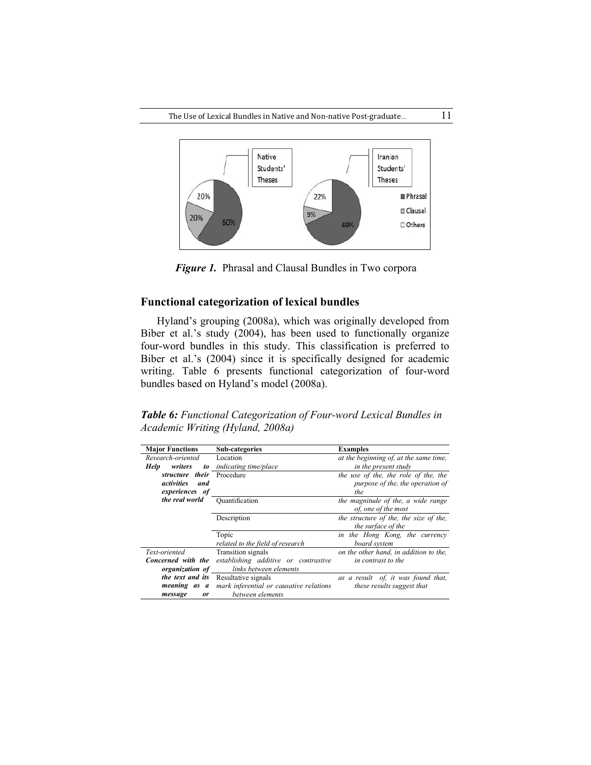*Figure 1.* Phrasal and Clausal Bundles in Two corpora

## Functional categorization of lexical bundles

Hyland's grouping (2008a), which was originally developed from Biber et al.'s study (2004), has been used to functionally organize four-word bundles in this study. This classification is preferred to Biber et al.'s (2004) since it is specifically designed for academic writing. Table 6 presents functional categorization of four-word bundles based on Hyland's model (2008a).

***Table 6:*** *Functional Categorization of Four-word Lexical Bundles in Academic Writing (Hyland, 2008a)*

| Major Functions | Sub-categories | Examples |
|---|---|---|
| *Research-oriented* **Help writers to structure their activities and experiences of the real world** | Location *indicating time/place* | *at the beginning of, at the same time, in the present study* |
| | Procedure | *the use of the, the role of the, the purpose of the, the operation of the* |
| | Quantification | *the magnitude of the, a wide range of, one of the most* |
| | Description | *the structure of the, the size of the, the surface of the* |
| | Topic *related to the field of research* | *in the Hong Kong, the currency board system* |
| *Text-oriented* **Concerned with the organization of the text and its meaning as a message or** | Transition signals *establishing additive or contrastive links between elements* | *on the other hand, in addition to the, in contrast to the* |
| | Resultative signals *mark inferential or causative relations between elements* | *as a result of, it was found that, these results suggest that* |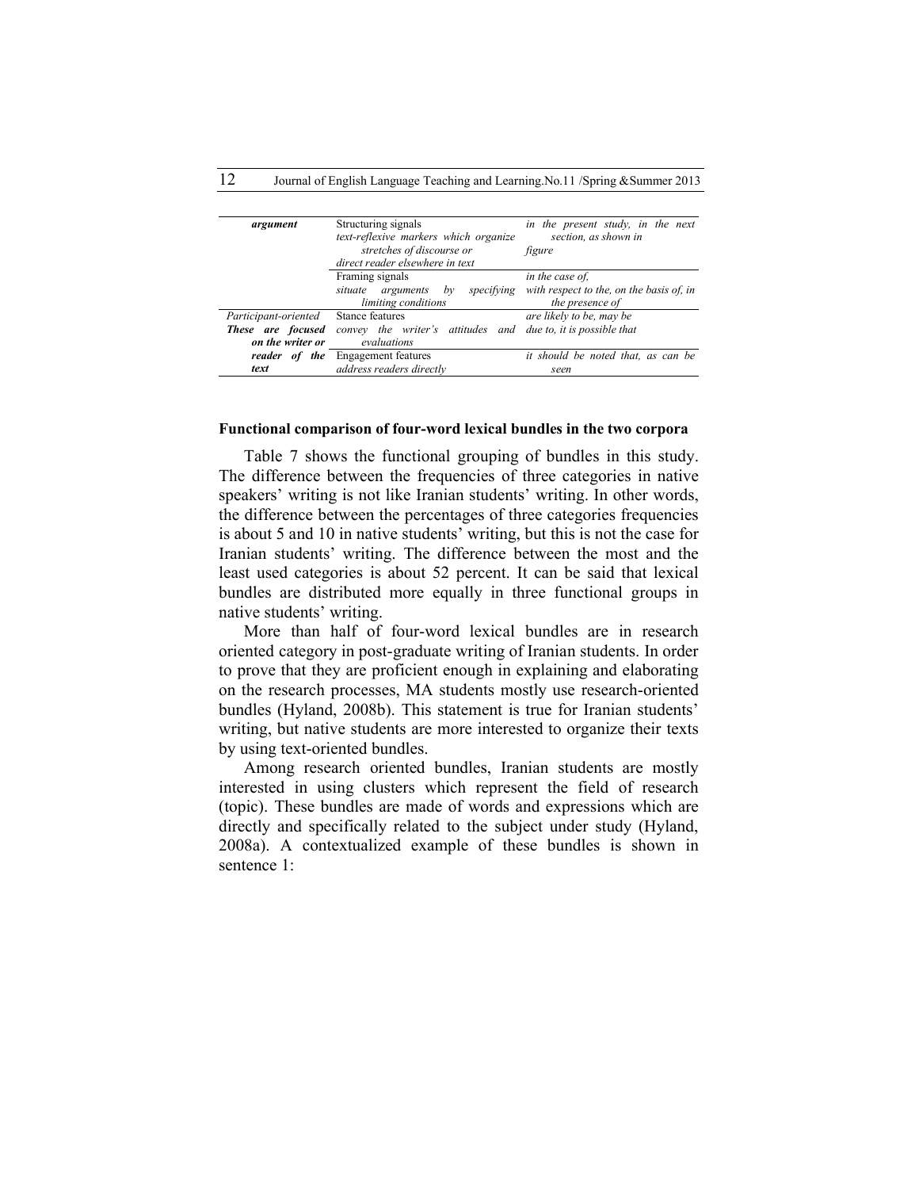| | | |
|---|---|---|
| ***argument*** | Structuring signals *text-reflexive markers which organize stretches of discourse or direct reader elsewhere in text* | *in the present study, in the next section, as shown in figure* |
| | Framing signals *situate arguments by specifying limiting conditions* | *in the case of, with respect to the, on the basis of, in the presence of* |
| *Participant-oriented* ***These are focused on the writer or reader of the text*** | Stance features *convey the writer's attitudes and evaluations* | *are likely to be, may be due to, it is possible that* |
| | Engagement features *address readers directly* | *it should be noted that, as can be seen* |

**Functional comparison of four-word lexical bundles in the two corpora**

Table 7 shows the functional grouping of bundles in this study. The difference between the frequencies of three categories in native speakers' writing is not like Iranian students' writing. In other words, the difference between the percentages of three categories frequencies is about 5 and 10 in native students' writing, but this is not the case for Iranian students' writing. The difference between the most and the least used categories is about 52 percent. It can be said that lexical bundles are distributed more equally in three functional groups in native students' writing.

More than half of four-word lexical bundles are in research oriented category in post-graduate writing of Iranian students. In order to prove that they are proficient enough in explaining and elaborating on the research processes, MA students mostly use research-oriented bundles (Hyland, 2008b). This statement is true for Iranian students' writing, but native students are more interested to organize their texts by using text-oriented bundles.

Among research oriented bundles, Iranian students are mostly interested in using clusters which represent the field of research (topic). These bundles are made of words and expressions which are directly and specifically related to the subject under study (Hyland, 2008a). A contextualized example of these bundles is shown in sentence 1: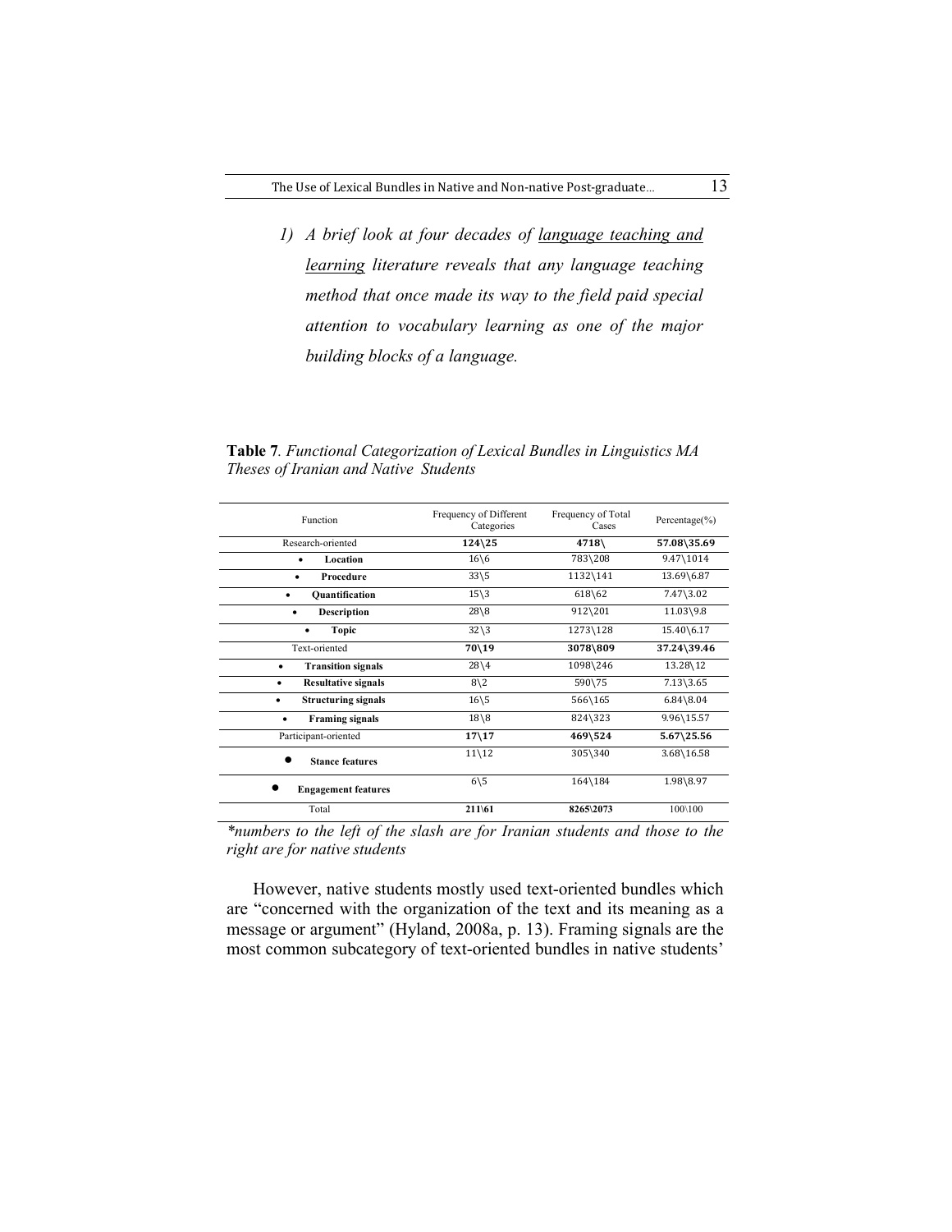*1) A brief look at four decades of <u>language teaching and learning</u> literature reveals that any language teaching method that once made its way to the field paid special attention to vocabulary learning as one of the major building blocks of a language.*

**Table 7**. *Functional Categorization of Lexical Bundles in Linguistics MA Theses of Iranian and Native Students*

| Function | Frequency of Different Categories | Frequency of Total Cases | Percentage(%) |
|---|---|---|---|
| Research-oriented | **124\25** | **4718\\** | **57.08\35.69** |
| • **Location** | 16\6 | 783\208 | 9.47\1014 |
| • **Procedure** | 33\5 | 1132\141 | 13.69\6.87 |
| • **Quantification** | 15\3 | 618\62 | 7.47\3.02 |
| • **Description** | 28\8 | 912\201 | 11.03\9.8 |
| • **Topic** | 32\3 | 1273\128 | 15.40\6.17 |
| Text-oriented | **70\19** | **3078\809** | **37.24\39.46** |
| • **Transition signals** | 28\4 | 1098\246 | 13.28\12 |
| • **Resultative signals** | 8\2 | 590\75 | 7.13\3.65 |
| • **Structuring signals** | 16\5 | 566\165 | 6.84\8.04 |
| • **Framing signals** | 18\8 | 824\323 | 9.96\15.57 |
| Participant-oriented | **17\17** | **469\524** | **5.67\25.56** |
| • **Stance features** | 11\12 | 305\340 | 3.68\16.58 |
| • **Engagement features** | 6\5 | 164\184 | 1.98\8.97 |
| Total | **211\61** | **8265\2073** | 100\100 |

*\*numbers to the left of the slash are for Iranian students and those to the right are for native students*

However, native students mostly used text-oriented bundles which are "concerned with the organization of the text and its meaning as a message or argument" (Hyland, 2008a, p. 13). Framing signals are the most common subcategory of text-oriented bundles in native students'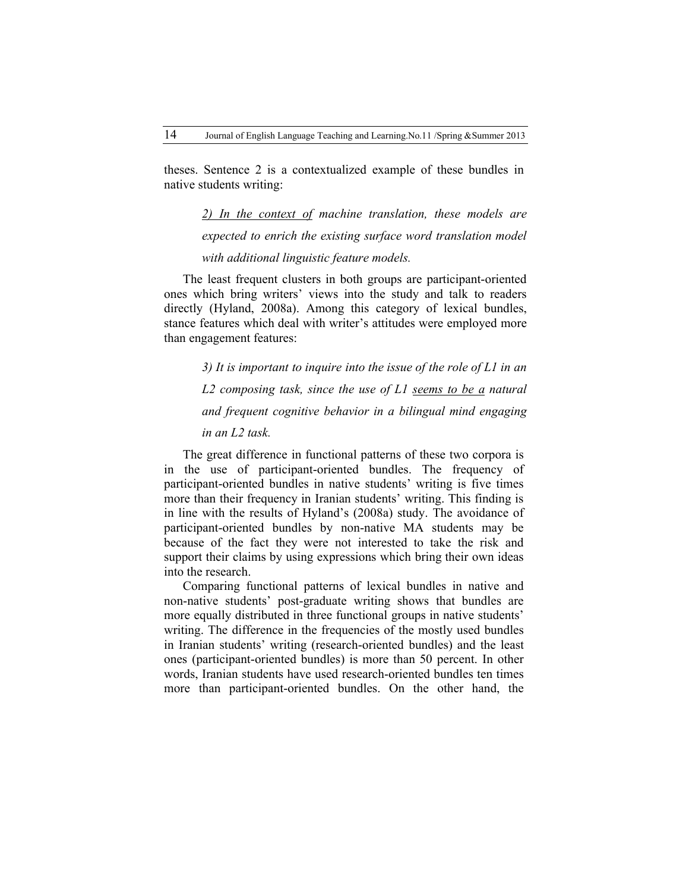theses. Sentence 2 is a contextualized example of these bundles in native students writing:

> *2) <u>In the context of</u> machine translation, these models are expected to enrich the existing surface word translation model with additional linguistic feature models.*

The least frequent clusters in both groups are participant-oriented ones which bring writers' views into the study and talk to readers directly (Hyland, 2008a). Among this category of lexical bundles, stance features which deal with writer's attitudes were employed more than engagement features:

> *3) It is important to inquire into the issue of the role of L1 in an L2 composing task, since the use of L1 <u>seems to be a</u> natural and frequent cognitive behavior in a bilingual mind engaging in an L2 task.*

The great difference in functional patterns of these two corpora is in the use of participant-oriented bundles. The frequency of participant-oriented bundles in native students' writing is five times more than their frequency in Iranian students' writing. This finding is in line with the results of Hyland's (2008a) study. The avoidance of participant-oriented bundles by non-native MA students may be because of the fact they were not interested to take the risk and support their claims by using expressions which bring their own ideas into the research.

Comparing functional patterns of lexical bundles in native and non-native students' post-graduate writing shows that bundles are more equally distributed in three functional groups in native students' writing. The difference in the frequencies of the mostly used bundles in Iranian students' writing (research-oriented bundles) and the least ones (participant-oriented bundles) is more than 50 percent. In other words, Iranian students have used research-oriented bundles ten times more than participant-oriented bundles. On the other hand, the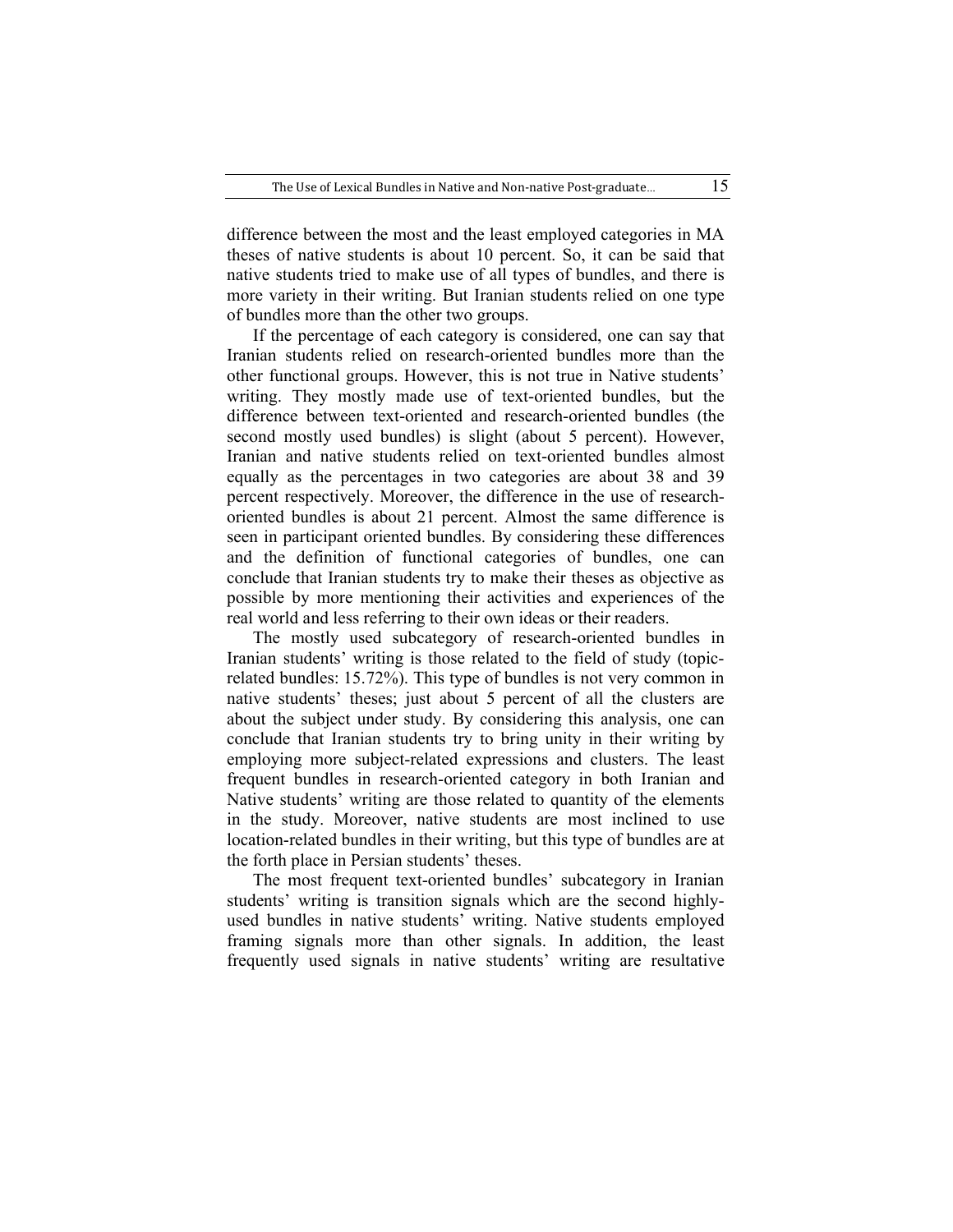difference between the most and the least employed categories in MA theses of native students is about 10 percent. So, it can be said that native students tried to make use of all types of bundles, and there is more variety in their writing. But Iranian students relied on one type of bundles more than the other two groups.

If the percentage of each category is considered, one can say that Iranian students relied on research-oriented bundles more than the other functional groups. However, this is not true in Native students' writing. They mostly made use of text-oriented bundles, but the difference between text-oriented and research-oriented bundles (the second mostly used bundles) is slight (about 5 percent). However, Iranian and native students relied on text-oriented bundles almost equally as the percentages in two categories are about 38 and 39 percent respectively. Moreover, the difference in the use of research-oriented bundles is about 21 percent. Almost the same difference is seen in participant oriented bundles. By considering these differences and the definition of functional categories of bundles, one can conclude that Iranian students try to make their theses as objective as possible by more mentioning their activities and experiences of the real world and less referring to their own ideas or their readers.

The mostly used subcategory of research-oriented bundles in Iranian students' writing is those related to the field of study (topic-related bundles: 15.72%). This type of bundles is not very common in native students' theses; just about 5 percent of all the clusters are about the subject under study. By considering this analysis, one can conclude that Iranian students try to bring unity in their writing by employing more subject-related expressions and clusters. The least frequent bundles in research-oriented category in both Iranian and Native students' writing are those related to quantity of the elements in the study. Moreover, native students are most inclined to use location-related bundles in their writing, but this type of bundles are at the forth place in Persian students' theses.

The most frequent text-oriented bundles' subcategory in Iranian students' writing is transition signals which are the second highly-used bundles in native students' writing. Native students employed framing signals more than other signals. In addition, the least frequently used signals in native students' writing are resultative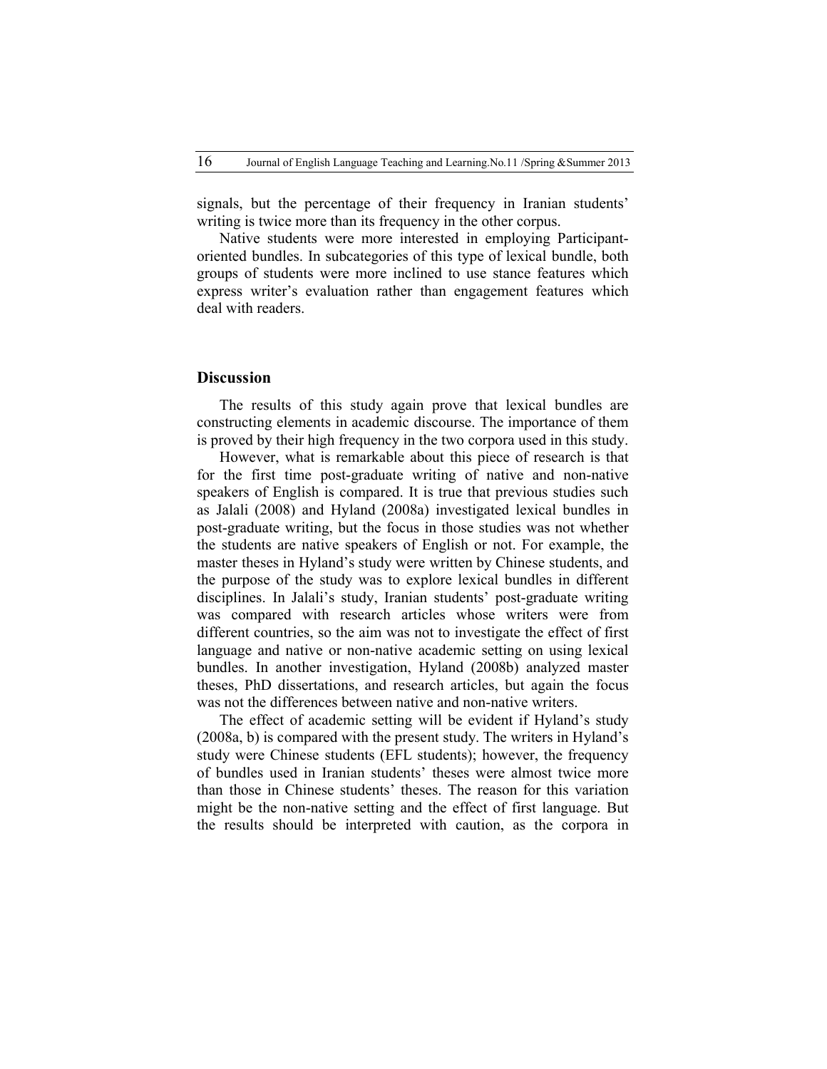signals, but the percentage of their frequency in Iranian students' writing is twice more than its frequency in the other corpus.

Native students were more interested in employing Participant-oriented bundles. In subcategories of this type of lexical bundle, both groups of students were more inclined to use stance features which express writer's evaluation rather than engagement features which deal with readers.

## Discussion

The results of this study again prove that lexical bundles are constructing elements in academic discourse. The importance of them is proved by their high frequency in the two corpora used in this study.

However, what is remarkable about this piece of research is that for the first time post-graduate writing of native and non-native speakers of English is compared. It is true that previous studies such as Jalali (2008) and Hyland (2008a) investigated lexical bundles in post-graduate writing, but the focus in those studies was not whether the students are native speakers of English or not. For example, the master theses in Hyland's study were written by Chinese students, and the purpose of the study was to explore lexical bundles in different disciplines. In Jalali's study, Iranian students' post-graduate writing was compared with research articles whose writers were from different countries, so the aim was not to investigate the effect of first language and native or non-native academic setting on using lexical bundles. In another investigation, Hyland (2008b) analyzed master theses, PhD dissertations, and research articles, but again the focus was not the differences between native and non-native writers.

The effect of academic setting will be evident if Hyland's study (2008a, b) is compared with the present study. The writers in Hyland's study were Chinese students (EFL students); however, the frequency of bundles used in Iranian students' theses were almost twice more than those in Chinese students' theses. The reason for this variation might be the non-native setting and the effect of first language. But the results should be interpreted with caution, as the corpora in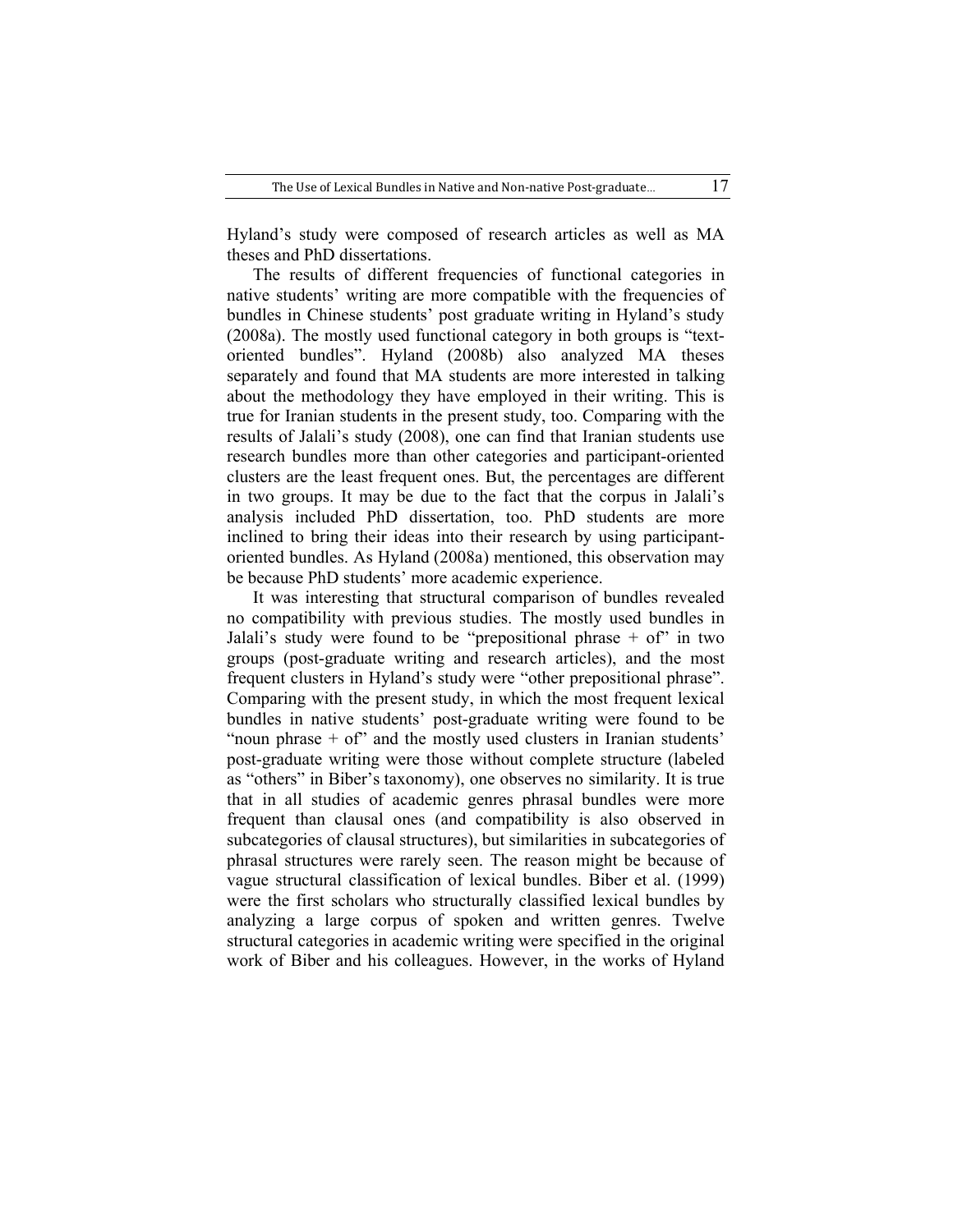Hyland's study were composed of research articles as well as MA theses and PhD dissertations.

The results of different frequencies of functional categories in native students' writing are more compatible with the frequencies of bundles in Chinese students' post graduate writing in Hyland's study (2008a). The mostly used functional category in both groups is "text-oriented bundles". Hyland (2008b) also analyzed MA theses separately and found that MA students are more interested in talking about the methodology they have employed in their writing. This is true for Iranian students in the present study, too. Comparing with the results of Jalali's study (2008), one can find that Iranian students use research bundles more than other categories and participant-oriented clusters are the least frequent ones. But, the percentages are different in two groups. It may be due to the fact that the corpus in Jalali's analysis included PhD dissertation, too. PhD students are more inclined to bring their ideas into their research by using participant-oriented bundles. As Hyland (2008a) mentioned, this observation may be because PhD students' more academic experience.

It was interesting that structural comparison of bundles revealed no compatibility with previous studies. The mostly used bundles in Jalali's study were found to be "prepositional phrase + of" in two groups (post-graduate writing and research articles), and the most frequent clusters in Hyland's study were "other prepositional phrase". Comparing with the present study, in which the most frequent lexical bundles in native students' post-graduate writing were found to be "noun phrase + of" and the mostly used clusters in Iranian students' post-graduate writing were those without complete structure (labeled as "others" in Biber's taxonomy), one observes no similarity. It is true that in all studies of academic genres phrasal bundles were more frequent than clausal ones (and compatibility is also observed in subcategories of clausal structures), but similarities in subcategories of phrasal structures were rarely seen. The reason might be because of vague structural classification of lexical bundles. Biber et al. (1999) were the first scholars who structurally classified lexical bundles by analyzing a large corpus of spoken and written genres. Twelve structural categories in academic writing were specified in the original work of Biber and his colleagues. However, in the works of Hyland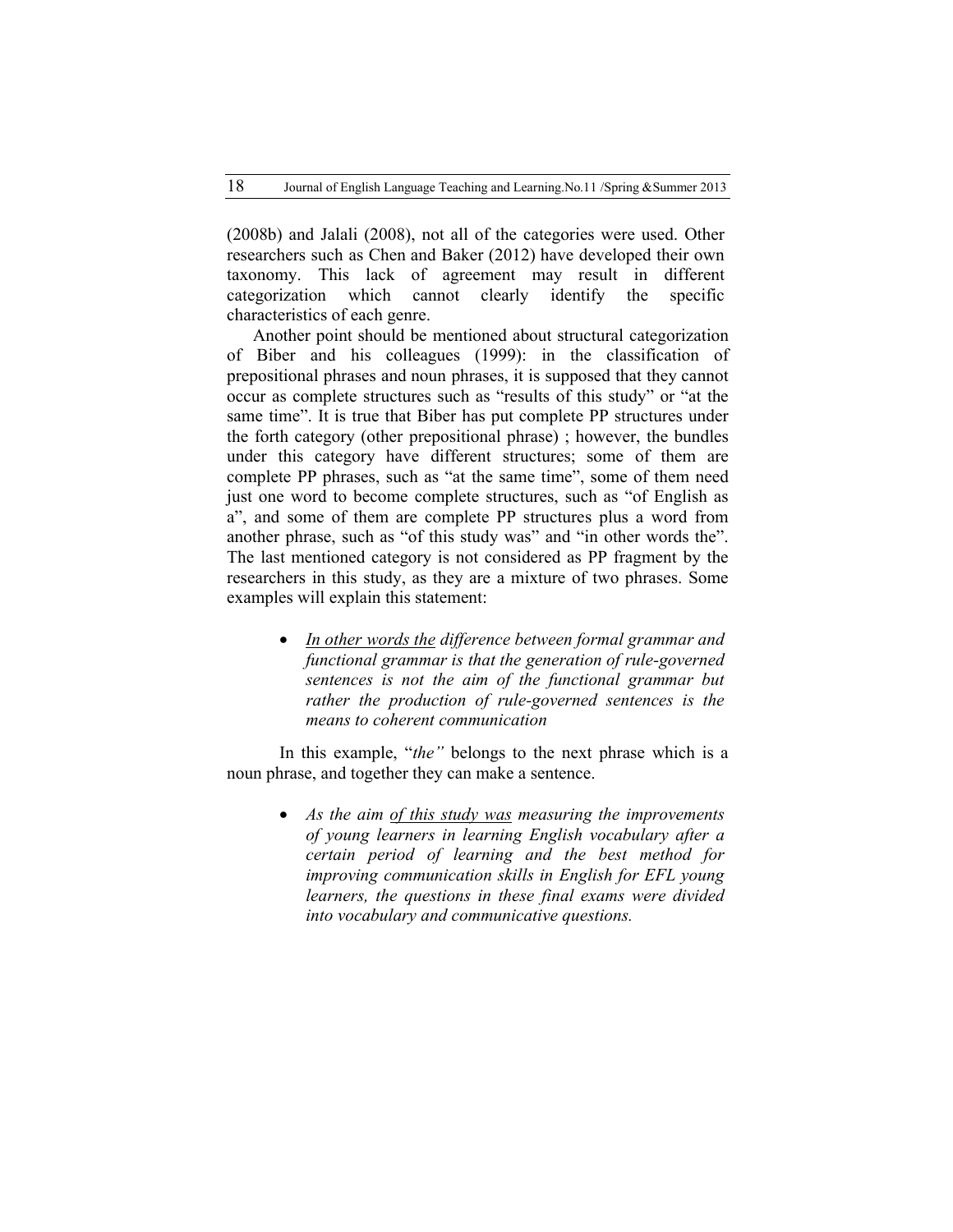(2008b) and Jalali (2008), not all of the categories were used. Other researchers such as Chen and Baker (2012) have developed their own taxonomy. This lack of agreement may result in different categorization which cannot clearly identify the specific characteristics of each genre.

Another point should be mentioned about structural categorization of Biber and his colleagues (1999): in the classification of prepositional phrases and noun phrases, it is supposed that they cannot occur as complete structures such as "results of this study" or "at the same time". It is true that Biber has put complete PP structures under the forth category (other prepositional phrase) ; however, the bundles under this category have different structures; some of them are complete PP phrases, such as "at the same time", some of them need just one word to become complete structures, such as "of English as a", and some of them are complete PP structures plus a word from another phrase, such as "of this study was" and "in other words the". The last mentioned category is not considered as PP fragment by the researchers in this study, as they are a mixture of two phrases. Some examples will explain this statement:

- *<u>In other words the</u> difference between formal grammar and functional grammar is that the generation of rule-governed sentences is not the aim of the functional grammar but rather the production of rule-governed sentences is the means to coherent communication*

In this example, "*the"* belongs to the next phrase which is a noun phrase, and together they can make a sentence.

- *As the aim <u>of this study was</u> measuring the improvements of young learners in learning English vocabulary after a certain period of learning and the best method for improving communication skills in English for EFL young learners, the questions in these final exams were divided into vocabulary and communicative questions.*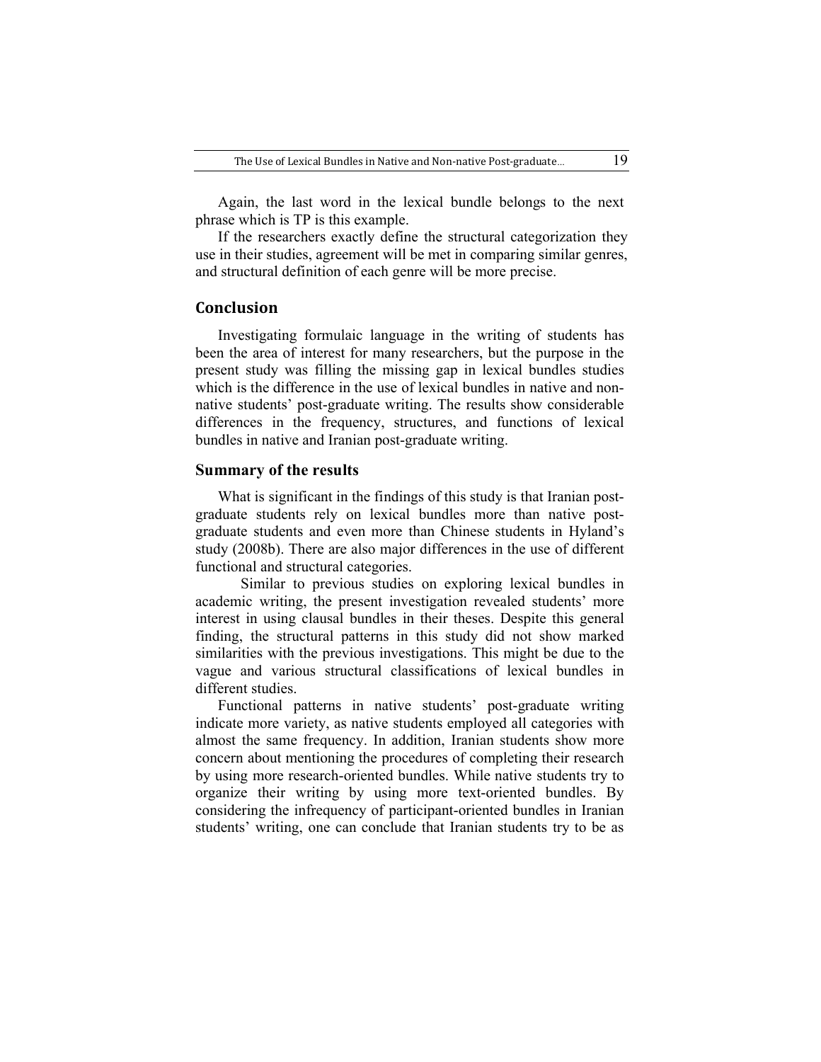Again, the last word in the lexical bundle belongs to the next phrase which is TP is this example.

If the researchers exactly define the structural categorization they use in their studies, agreement will be met in comparing similar genres, and structural definition of each genre will be more precise.

## Conclusion

Investigating formulaic language in the writing of students has been the area of interest for many researchers, but the purpose in the present study was filling the missing gap in lexical bundles studies which is the difference in the use of lexical bundles in native and non-native students' post-graduate writing. The results show considerable differences in the frequency, structures, and functions of lexical bundles in native and Iranian post-graduate writing.

### Summary of the results

What is significant in the findings of this study is that Iranian post-graduate students rely on lexical bundles more than native post-graduate students and even more than Chinese students in Hyland's study (2008b). There are also major differences in the use of different functional and structural categories.

Similar to previous studies on exploring lexical bundles in academic writing, the present investigation revealed students' more interest in using clausal bundles in their theses. Despite this general finding, the structural patterns in this study did not show marked similarities with the previous investigations. This might be due to the vague and various structural classifications of lexical bundles in different studies.

Functional patterns in native students' post-graduate writing indicate more variety, as native students employed all categories with almost the same frequency. In addition, Iranian students show more concern about mentioning the procedures of completing their research by using more research-oriented bundles. While native students try to organize their writing by using more text-oriented bundles. By considering the infrequency of participant-oriented bundles in Iranian students' writing, one can conclude that Iranian students try to be as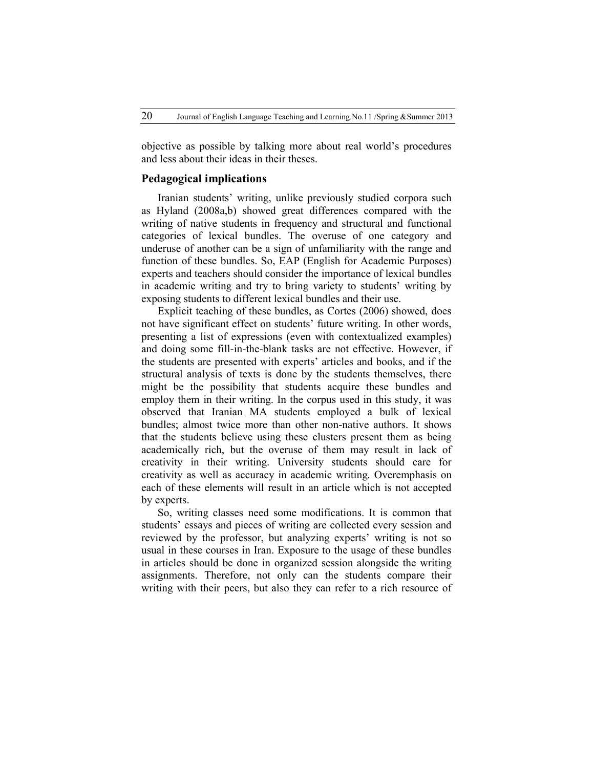objective as possible by talking more about real world's procedures and less about their ideas in their theses.

## Pedagogical implications

Iranian students' writing, unlike previously studied corpora such as Hyland (2008a,b) showed great differences compared with the writing of native students in frequency and structural and functional categories of lexical bundles. The overuse of one category and underuse of another can be a sign of unfamiliarity with the range and function of these bundles. So, EAP (English for Academic Purposes) experts and teachers should consider the importance of lexical bundles in academic writing and try to bring variety to students' writing by exposing students to different lexical bundles and their use.

Explicit teaching of these bundles, as Cortes (2006) showed, does not have significant effect on students' future writing. In other words, presenting a list of expressions (even with contextualized examples) and doing some fill-in-the-blank tasks are not effective. However, if the students are presented with experts' articles and books, and if the structural analysis of texts is done by the students themselves, there might be the possibility that students acquire these bundles and employ them in their writing. In the corpus used in this study, it was observed that Iranian MA students employed a bulk of lexical bundles; almost twice more than other non-native authors. It shows that the students believe using these clusters present them as being academically rich, but the overuse of them may result in lack of creativity in their writing. University students should care for creativity as well as accuracy in academic writing. Overemphasis on each of these elements will result in an article which is not accepted by experts.

So, writing classes need some modifications. It is common that students' essays and pieces of writing are collected every session and reviewed by the professor, but analyzing experts' writing is not so usual in these courses in Iran. Exposure to the usage of these bundles in articles should be done in organized session alongside the writing assignments. Therefore, not only can the students compare their writing with their peers, but also they can refer to a rich resource of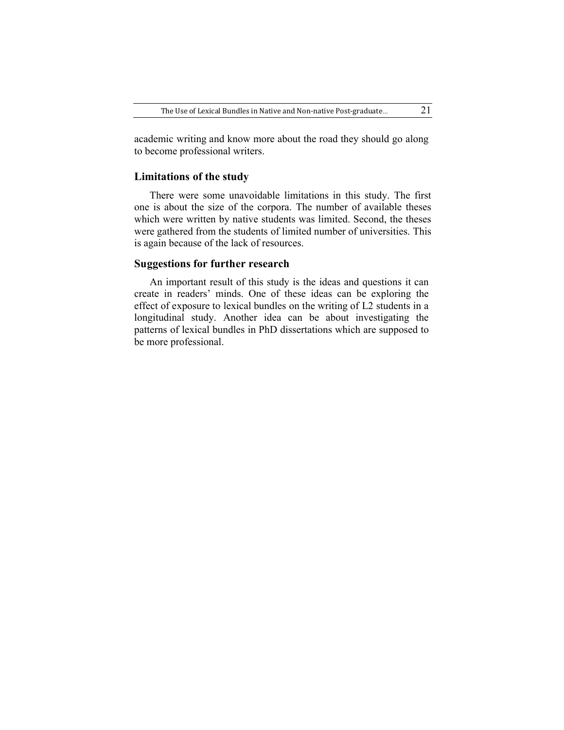academic writing and know more about the road they should go along to become professional writers.

## Limitations of the study

There were some unavoidable limitations in this study. The first one is about the size of the corpora. The number of available theses which were written by native students was limited. Second, the theses were gathered from the students of limited number of universities. This is again because of the lack of resources.

## Suggestions for further research

An important result of this study is the ideas and questions it can create in readers' minds. One of these ideas can be exploring the effect of exposure to lexical bundles on the writing of L2 students in a longitudinal study. Another idea can be about investigating the patterns of lexical bundles in PhD dissertations which are supposed to be more professional.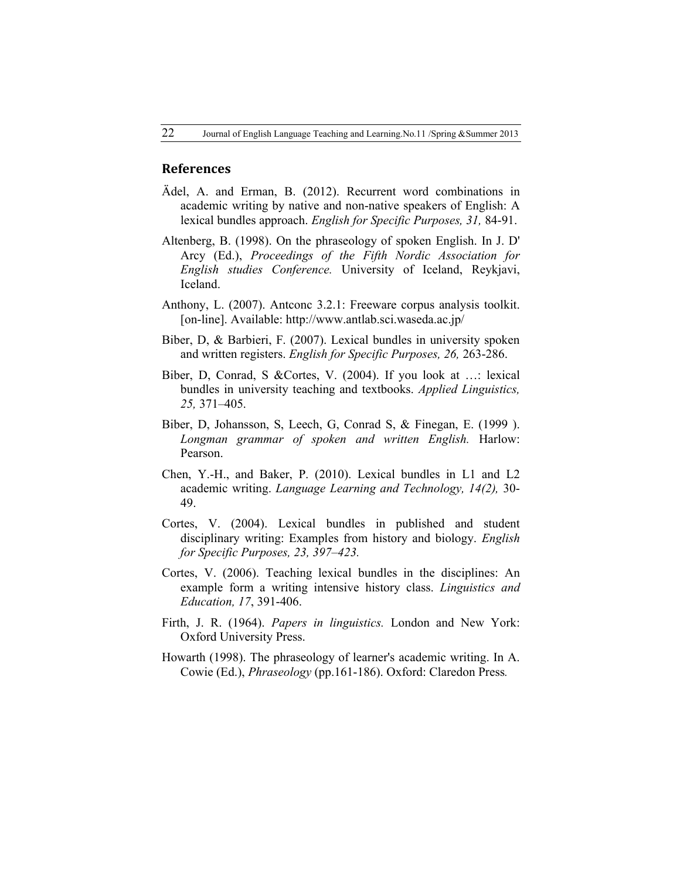## References

Ädel, A. and Erman, B. (2012). Recurrent word combinations in academic writing by native and non-native speakers of English: A lexical bundles approach. *English for Specific Purposes, 31,* 84-91.

Altenberg, B. (1998). On the phraseology of spoken English. In J. D' Arcy (Ed.), *Proceedings of the Fifth Nordic Association for English studies Conference.* University of Iceland, Reykjavi, Iceland.

Anthony, L. (2007). Antconc 3.2.1: Freeware corpus analysis toolkit. [on-line]. Available: http://www.antlab.sci.waseda.ac.jp/

Biber, D, & Barbieri, F. (2007). Lexical bundles in university spoken and written registers. *English for Specific Purposes, 26,* 263-286.

Biber, D, Conrad, S &Cortes, V. (2004). If you look at …: lexical bundles in university teaching and textbooks. *Applied Linguistics, 25,* 371–405.

Biber, D, Johansson, S, Leech, G, Conrad S, & Finegan, E. (1999 ). *Longman grammar of spoken and written English.* Harlow: Pearson.

Chen, Y.-H., and Baker, P. (2010). Lexical bundles in L1 and L2 academic writing. *Language Learning and Technology, 14(2),* 30-49.

Cortes, V. (2004). Lexical bundles in published and student disciplinary writing: Examples from history and biology. *English for Specific Purposes, 23, 397–423.*

Cortes, V. (2006). Teaching lexical bundles in the disciplines: An example form a writing intensive history class. *Linguistics and Education, 17*, 391-406.

Firth, J. R. (1964). *Papers in linguistics.* London and New York: Oxford University Press.

Howarth (1998). The phraseology of learner's academic writing. In A. Cowie (Ed.), *Phraseology* (pp.161-186). Oxford: Claredon Press.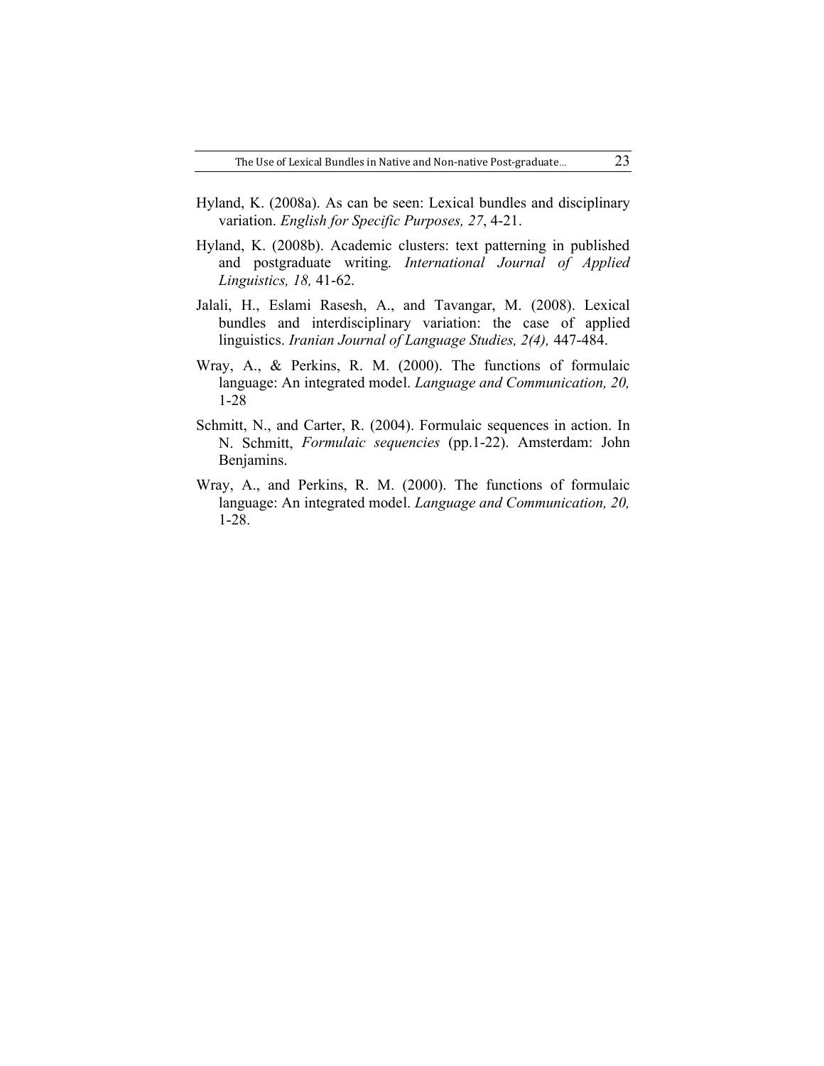Hyland, K. (2008a). As can be seen: Lexical bundles and disciplinary variation. *English for Specific Purposes, 27*, 4-21.

Hyland, K. (2008b). Academic clusters: text patterning in published and postgraduate writing. *International Journal of Applied Linguistics, 18,* 41-62.

Jalali, H., Eslami Rasesh, A., and Tavangar, M. (2008). Lexical bundles and interdisciplinary variation: the case of applied linguistics. *Iranian Journal of Language Studies, 2(4),* 447-484.

Wray, A., & Perkins, R. M. (2000). The functions of formulaic language: An integrated model. *Language and Communication, 20,* 1-28

Schmitt, N., and Carter, R. (2004). Formulaic sequences in action. In N. Schmitt, *Formulaic sequencies* (pp.1-22). Amsterdam: John Benjamins.

Wray, A., and Perkins, R. M. (2000). The functions of formulaic language: An integrated model. *Language and Communication, 20,* 1-28.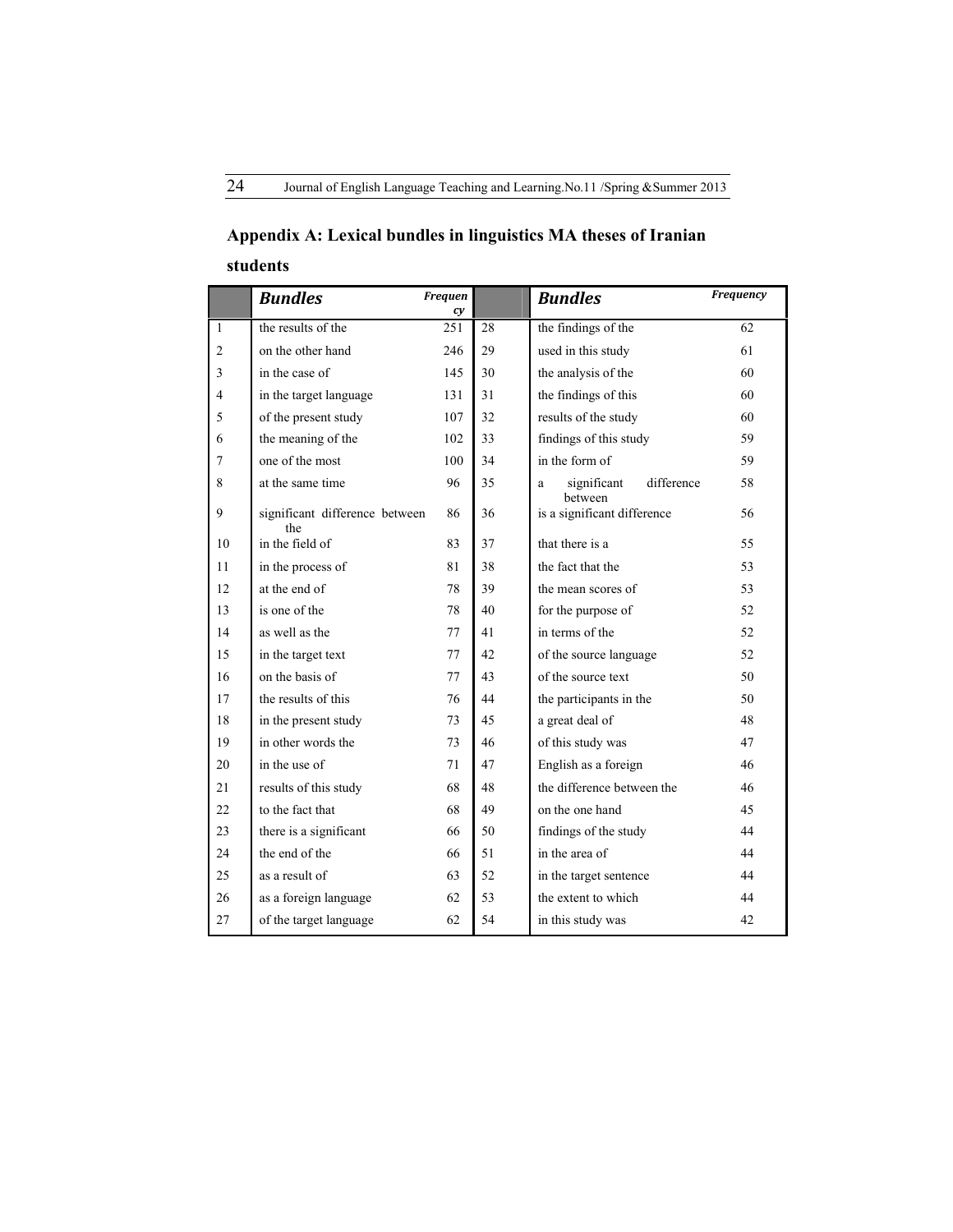## Appendix A: Lexical bundles in linguistics MA theses of Iranian students

| | *Bundles* | *Frequency* | | *Bundles* | *Frequency* |
|---|---|---|---|---|---|
| 1 | the results of the | 251 | 28 | the findings of the | 62 |
| 2 | on the other hand | 246 | 29 | used in this study | 61 |
| 3 | in the case of | 145 | 30 | the analysis of the | 60 |
| 4 | in the target language | 131 | 31 | the findings of this | 60 |
| 5 | of the present study | 107 | 32 | results of the study | 60 |
| 6 | the meaning of the | 102 | 33 | findings of this study | 59 |
| 7 | one of the most | 100 | 34 | in the form of | 59 |
| 8 | at the same time | 96 | 35 | a significant difference between | 58 |
| 9 | significant difference between the | 86 | 36 | is a significant difference | 56 |
| 10 | in the field of | 83 | 37 | that there is a | 55 |
| 11 | in the process of | 81 | 38 | the fact that the | 53 |
| 12 | at the end of | 78 | 39 | the mean scores of | 53 |
| 13 | is one of the | 78 | 40 | for the purpose of | 52 |
| 14 | as well as the | 77 | 41 | in terms of the | 52 |
| 15 | in the target text | 77 | 42 | of the source language | 52 |
| 16 | on the basis of | 77 | 43 | of the source text | 50 |
| 17 | the results of this | 76 | 44 | the participants in the | 50 |
| 18 | in the present study | 73 | 45 | a great deal of | 48 |
| 19 | in other words the | 73 | 46 | of this study was | 47 |
| 20 | in the use of | 71 | 47 | English as a foreign | 46 |
| 21 | results of this study | 68 | 48 | the difference between the | 46 |
| 22 | to the fact that | 68 | 49 | on the one hand | 45 |
| 23 | there is a significant | 66 | 50 | findings of the study | 44 |
| 24 | the end of the | 66 | 51 | in the area of | 44 |
| 25 | as a result of | 63 | 52 | in the target sentence | 44 |
| 26 | as a foreign language | 62 | 53 | the extent to which | 44 |
| 27 | of the target language | 62 | 54 | in this study was | 42 |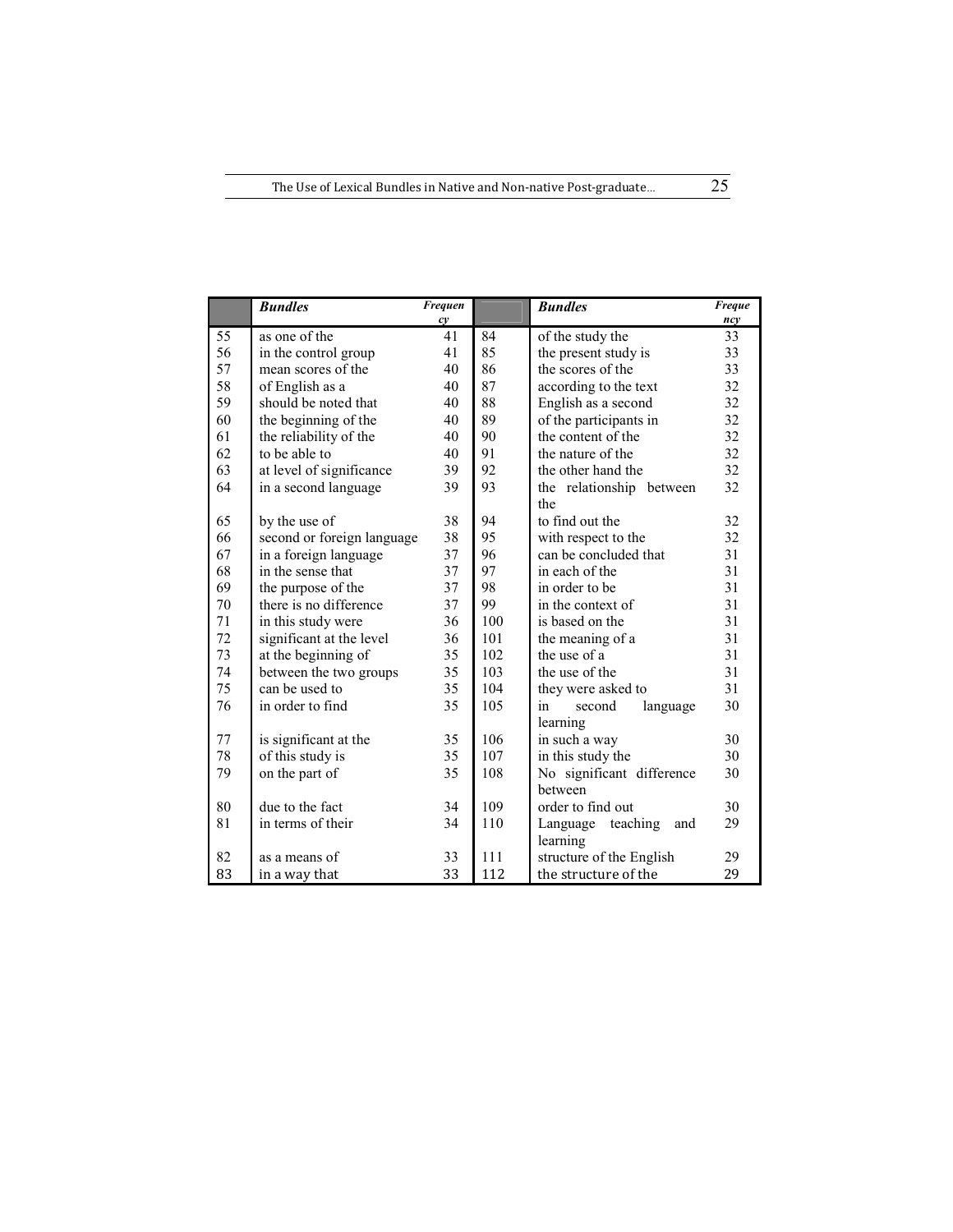|  | ***Bundles*** | ***Frequency*** |  | ***Bundles*** | ***Frequency*** |
|---|---|---|---|---|---|
| 55 | as one of the | 41 | 84 | of the study the | 33 |
| 56 | in the control group | 41 | 85 | the present study is | 33 |
| 57 | mean scores of the | 40 | 86 | the scores of the | 33 |
| 58 | of English as a | 40 | 87 | according to the text | 32 |
| 59 | should be noted that | 40 | 88 | English as a second | 32 |
| 60 | the beginning of the | 40 | 89 | of the participants in | 32 |
| 61 | the reliability of the | 40 | 90 | the content of the | 32 |
| 62 | to be able to | 40 | 91 | the nature of the | 32 |
| 63 | at level of significance | 39 | 92 | the other hand the | 32 |
| 64 | in a second language | 39 | 93 | the relationship between the | 32 |
| 65 | by the use of | 38 | 94 | to find out the | 32 |
| 66 | second or foreign language | 38 | 95 | with respect to the | 32 |
| 67 | in a foreign language | 37 | 96 | can be concluded that | 31 |
| 68 | in the sense that | 37 | 97 | in each of the | 31 |
| 69 | the purpose of the | 37 | 98 | in order to be | 31 |
| 70 | there is no difference | 37 | 99 | in the context of | 31 |
| 71 | in this study were | 36 | 100 | is based on the | 31 |
| 72 | significant at the level | 36 | 101 | the meaning of a | 31 |
| 73 | at the beginning of | 35 | 102 | the use of a | 31 |
| 74 | between the two groups | 35 | 103 | the use of the | 31 |
| 75 | can be used to | 35 | 104 | they were asked to | 31 |
| 76 | in order to find | 35 | 105 | in second language learning | 30 |
| 77 | is significant at the | 35 | 106 | in such a way | 30 |
| 78 | of this study is | 35 | 107 | in this study the | 30 |
| 79 | on the part of | 35 | 108 | No significant difference between | 30 |
| 80 | due to the fact | 34 | 109 | order to find out | 30 |
| 81 | in terms of their | 34 | 110 | Language teaching and learning | 29 |
| 82 | as a means of | 33 | 111 | structure of the English | 29 |
| 83 | in a way that | 33 | 112 | the structure of the | 29 |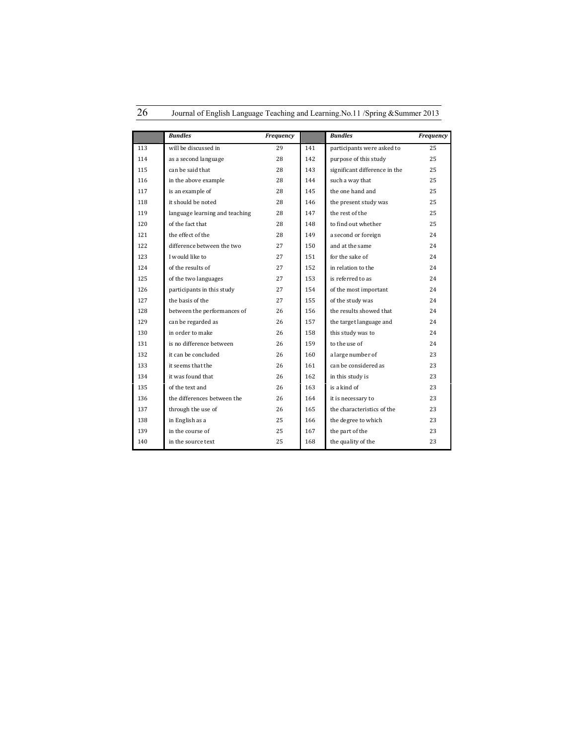| | Bundles | Frequency | | Bundles | Frequency |
|---|---|---|---|---|---|
| 113 | will be discussed in | 29 | 141 | participants were asked to | 25 |
| 114 | as a second language | 28 | 142 | purpose of this study | 25 |
| 115 | can be said that | 28 | 143 | significant difference in the | 25 |
| 116 | in the above example | 28 | 144 | such a way that | 25 |
| 117 | is an example of | 28 | 145 | the one hand and | 25 |
| 118 | it should be noted | 28 | 146 | the present study was | 25 |
| 119 | language learning and teaching | 28 | 147 | the rest of the | 25 |
| 120 | of the fact that | 28 | 148 | to find out whether | 25 |
| 121 | the effect of the | 28 | 149 | a second or foreign | 24 |
| 122 | difference between the two | 27 | 150 | and at the same | 24 |
| 123 | I would like to | 27 | 151 | for the sake of | 24 |
| 124 | of the results of | 27 | 152 | in relation to the | 24 |
| 125 | of the two languages | 27 | 153 | is referred to as | 24 |
| 126 | participants in this study | 27 | 154 | of the most important | 24 |
| 127 | the basis of the | 27 | 155 | of the study was | 24 |
| 128 | between the performances of | 26 | 156 | the results showed that | 24 |
| 129 | can be regarded as | 26 | 157 | the target language and | 24 |
| 130 | in order to make | 26 | 158 | this study was to | 24 |
| 131 | is no difference between | 26 | 159 | to the use of | 24 |
| 132 | it can be concluded | 26 | 160 | a large number of | 23 |
| 133 | it seems that the | 26 | 161 | can be considered as | 23 |
| 134 | it was found that | 26 | 162 | in this study is | 23 |
| 135 | of the text and | 26 | 163 | is a kind of | 23 |
| 136 | the differences between the | 26 | 164 | it is necessary to | 23 |
| 137 | through the use of | 26 | 165 | the characteristics of the | 23 |
| 138 | in English as a | 25 | 166 | the degree to which | 23 |
| 139 | in the course of | 25 | 167 | the part of the | 23 |
| 140 | in the source text | 25 | 168 | the quality of the | 23 |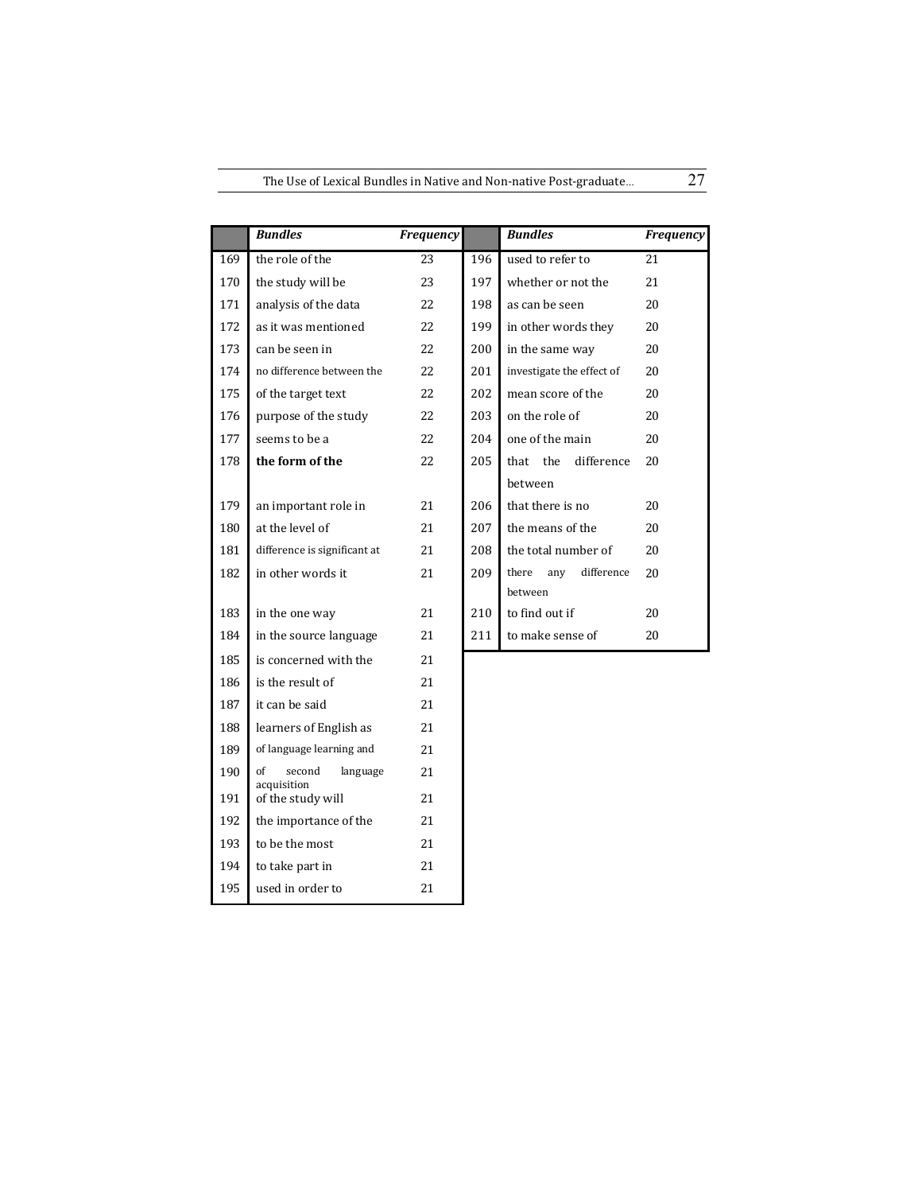| | *Bundles* | *Frequency* | | *Bundles* | *Frequency* |
|---|---|---|---|---|---|
| 169 | the role of the | 23 | 196 | used to refer to | 21 |
| 170 | the study will be | 23 | 197 | whether or not the | 21 |
| 171 | analysis of the data | 22 | 198 | as can be seen | 20 |
| 172 | as it was mentioned | 22 | 199 | in other words they | 20 |
| 173 | can be seen in | 22 | 200 | in the same way | 20 |
| 174 | no difference between the | 22 | 201 | investigate the effect of | 20 |
| 175 | of the target text | 22 | 202 | mean score of the | 20 |
| 176 | purpose of the study | 22 | 203 | on the role of | 20 |
| 177 | seems to be a | 22 | 204 | one of the main | 20 |
| 178 | **the form of the** | 22 | 205 | that the difference between | 20 |
| 179 | an important role in | 21 | 206 | that there is no | 20 |
| 180 | at the level of | 21 | 207 | the means of the | 20 |
| 181 | difference is significant at | 21 | 208 | the total number of | 20 |
| 182 | in other words it | 21 | 209 | there any difference between | 20 |
| 183 | in the one way | 21 | 210 | to find out if | 20 |
| 184 | in the source language | 21 | 211 | to make sense of | 20 |
| 185 | is concerned with the | 21 | | | |
| 186 | is the result of | 21 | | | |
| 187 | it can be said | 21 | | | |
| 188 | learners of English as | 21 | | | |
| 189 | of language learning and | 21 | | | |
| 190 | of second language acquisition | 21 | | | |
| 191 | of the study will | 21 | | | |
| 192 | the importance of the | 21 | | | |
| 193 | to be the most | 21 | | | |
| 194 | to take part in | 21 | | | |
| 195 | used in order to | 21 | | | |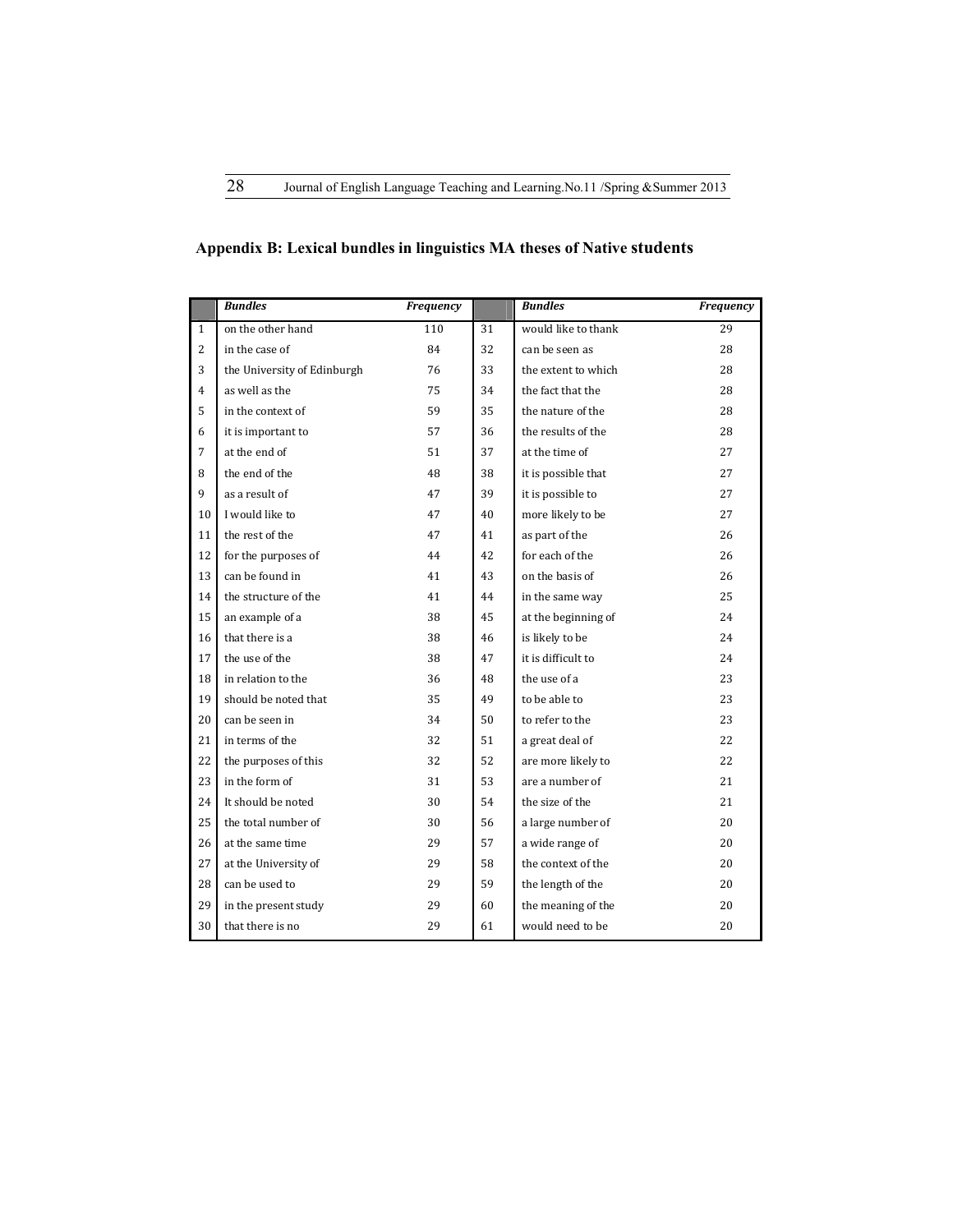## Appendix B: Lexical bundles in linguistics MA theses of Native students

| | *Bundles* | *Frequency* | | *Bundles* | *Frequency* |
|---|---|---|---|---|---|
| 1 | on the other hand | 110 | 31 | would like to thank | 29 |
| 2 | in the case of | 84 | 32 | can be seen as | 28 |
| 3 | the University of Edinburgh | 76 | 33 | the extent to which | 28 |
| 4 | as well as the | 75 | 34 | the fact that the | 28 |
| 5 | in the context of | 59 | 35 | the nature of the | 28 |
| 6 | it is important to | 57 | 36 | the results of the | 28 |
| 7 | at the end of | 51 | 37 | at the time of | 27 |
| 8 | the end of the | 48 | 38 | it is possible that | 27 |
| 9 | as a result of | 47 | 39 | it is possible to | 27 |
| 10 | I would like to | 47 | 40 | more likely to be | 27 |
| 11 | the rest of the | 47 | 41 | as part of the | 26 |
| 12 | for the purposes of | 44 | 42 | for each of the | 26 |
| 13 | can be found in | 41 | 43 | on the basis of | 26 |
| 14 | the structure of the | 41 | 44 | in the same way | 25 |
| 15 | an example of a | 38 | 45 | at the beginning of | 24 |
| 16 | that there is a | 38 | 46 | is likely to be | 24 |
| 17 | the use of the | 38 | 47 | it is difficult to | 24 |
| 18 | in relation to the | 36 | 48 | the use of a | 23 |
| 19 | should be noted that | 35 | 49 | to be able to | 23 |
| 20 | can be seen in | 34 | 50 | to refer to the | 23 |
| 21 | in terms of the | 32 | 51 | a great deal of | 22 |
| 22 | the purposes of this | 32 | 52 | are more likely to | 22 |
| 23 | in the form of | 31 | 53 | are a number of | 21 |
| 24 | It should be noted | 30 | 54 | the size of the | 21 |
| 25 | the total number of | 30 | 56 | a large number of | 20 |
| 26 | at the same time | 29 | 57 | a wide range of | 20 |
| 27 | at the University of | 29 | 58 | the context of the | 20 |
| 28 | can be used to | 29 | 59 | the length of the | 20 |
| 29 | in the present study | 29 | 60 | the meaning of the | 20 |
| 30 | that there is no | 29 | 61 | would need to be | 20 |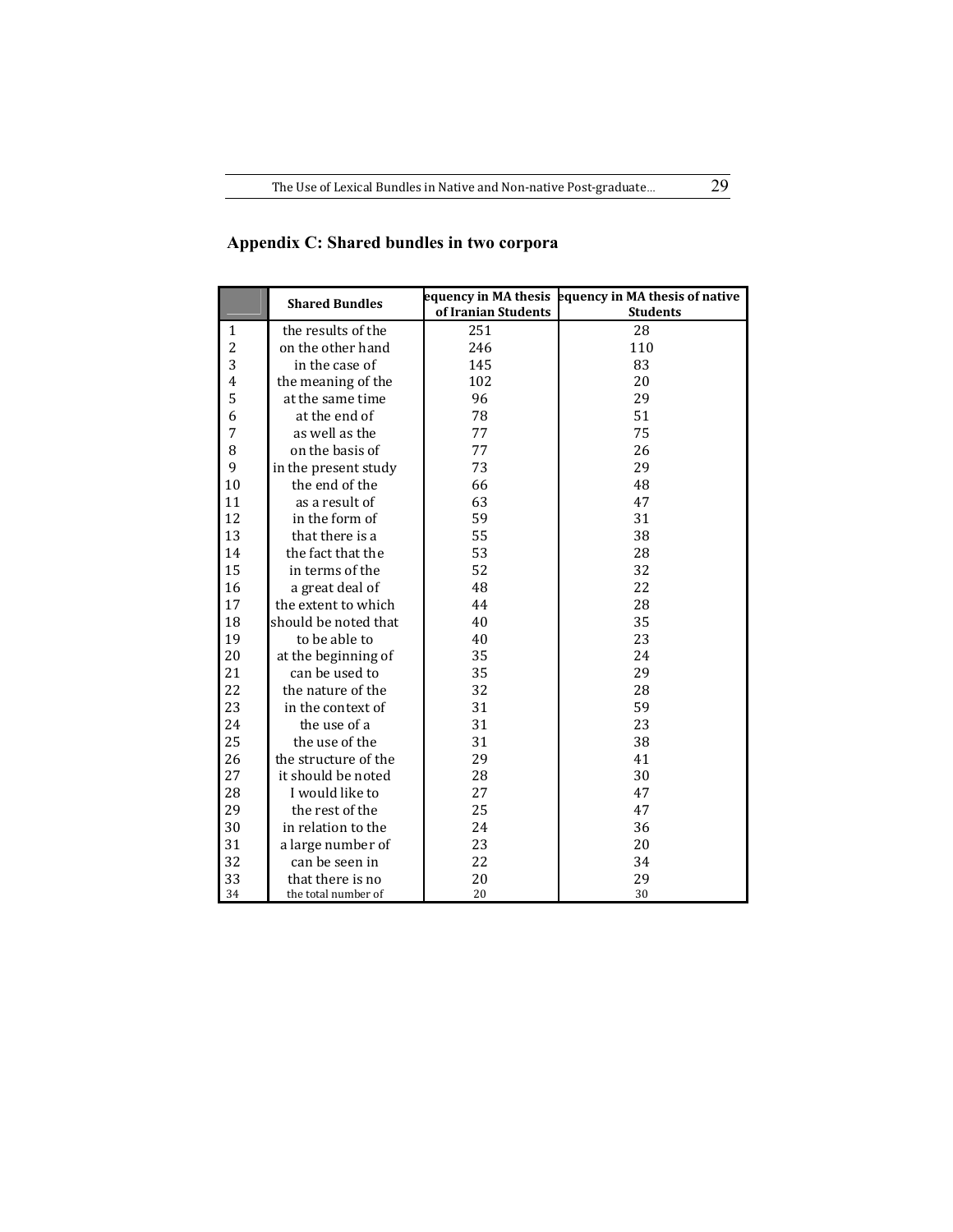## Appendix C: Shared bundles in two corpora

| | Shared Bundles | equency in MA thesis of Iranian Students | equency in MA thesis of native Students |
|---|---|---|---|
| 1 | the results of the | 251 | 28 |
| 2 | on the other hand | 246 | 110 |
| 3 | in the case of | 145 | 83 |
| 4 | the meaning of the | 102 | 20 |
| 5 | at the same time | 96 | 29 |
| 6 | at the end of | 78 | 51 |
| 7 | as well as the | 77 | 75 |
| 8 | on the basis of | 77 | 26 |
| 9 | in the present study | 73 | 29 |
| 10 | the end of the | 66 | 48 |
| 11 | as a result of | 63 | 47 |
| 12 | in the form of | 59 | 31 |
| 13 | that there is a | 55 | 38 |
| 14 | the fact that the | 53 | 28 |
| 15 | in terms of the | 52 | 32 |
| 16 | a great deal of | 48 | 22 |
| 17 | the extent to which | 44 | 28 |
| 18 | should be noted that | 40 | 35 |
| 19 | to be able to | 40 | 23 |
| 20 | at the beginning of | 35 | 24 |
| 21 | can be used to | 35 | 29 |
| 22 | the nature of the | 32 | 28 |
| 23 | in the context of | 31 | 59 |
| 24 | the use of a | 31 | 23 |
| 25 | the use of the | 31 | 38 |
| 26 | the structure of the | 29 | 41 |
| 27 | it should be noted | 28 | 30 |
| 28 | I would like to | 27 | 47 |
| 29 | the rest of the | 25 | 47 |
| 30 | in relation to the | 24 | 36 |
| 31 | a large number of | 23 | 20 |
| 32 | can be seen in | 22 | 34 |
| 33 | that there is no | 20 | 29 |
| 34 | the total number of | 20 | 30 |